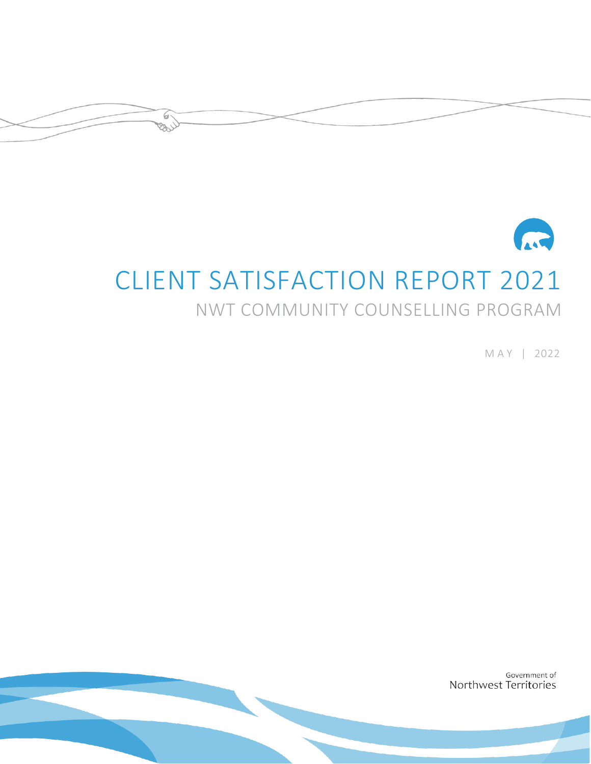# CLIENT SATISFACTION REPORT 2021

## NWT COMMUNITY COUNSELLING PROGRAM

MAY | 2022

Government of
Northwest Territories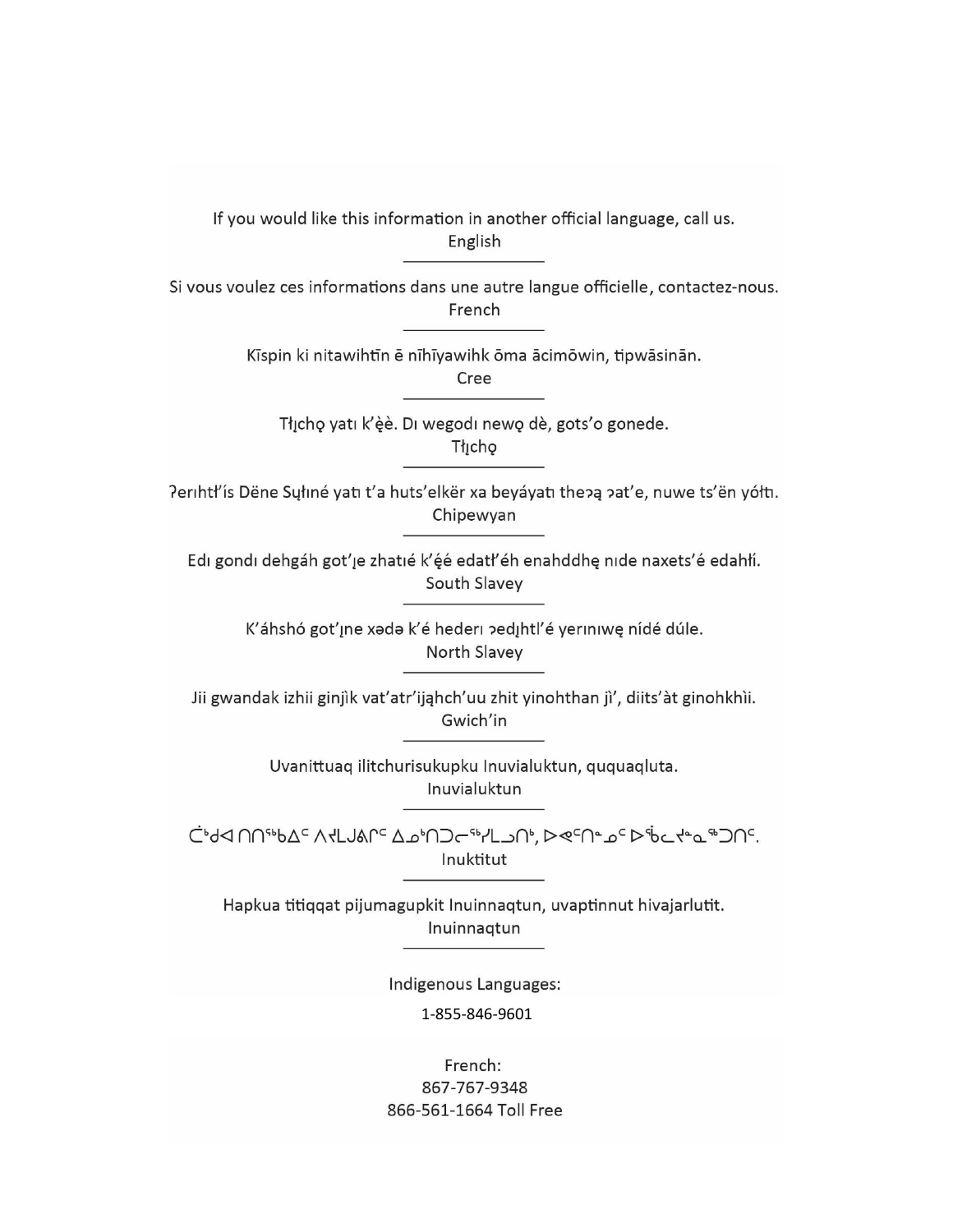If you would like this information in another official language, call us.
English

---

Si vous voulez ces informations dans une autre langue officielle, contactez-nous.
French

---

Kīspin ki nitawihtīn ē nīhīyawihk ōma ācimōwin, tipwāsinān.
Cree

---

Tłı̨chǫ yatı k'ę̀ę̀. Dı wegodı newǫ dè, gots'o gonede.
Tłı̨chǫ

---

ʔerıhtł'ís Dëne Sųłıné yatı t'a huts'elkër xa beyáyatı theʔą ʔat'e, nuwe ts'ën yółtı.
Chipewyan

---

Edı gondı dehgáh got'ı̨e zhatıé k'ę́ę́ edatł'éh enahddhę nıde naxets'é edahłí.
South Slavey

---

K'áhshó got'ı̨ne xǝdǝ k'é hederı ʔedı̨htl'é yerınıwę nídé dúle.
North Slavey

---

Jii gwandak izhii ginjìk vat'atr'ijąhch'uu zhit yinohthan jì', diits'àt ginohkhìi.
Gwich'in

---

Uvanittuaq ilitchurisukupku Inuvialuktun, ququaqluta.
Inuvialuktun

---

ᑖᒃᑯᐊ ᑎᑎᕐᒃᑲᐃᑦ ᐱᔪᒪᒍᕕᒋᑦ ᐃᓄᒃᑎᑐᓕᕐᔪᒪᒍᕕᑦ, ᐅᕙᑦᑎᓐᓄᑦ ᐅᖄᓚᔪᓐᓇᖅᑐᑎᑦ.
Inuktitut

---

Hapkua titiqqat pijumagupkit Inuinnaqtun, uvaptinnut hivajarlutit.
Inuinnaqtun

---

Indigenous Languages:

1-855-846-9601

French:
867-767-9348
866-561-1664 Toll Free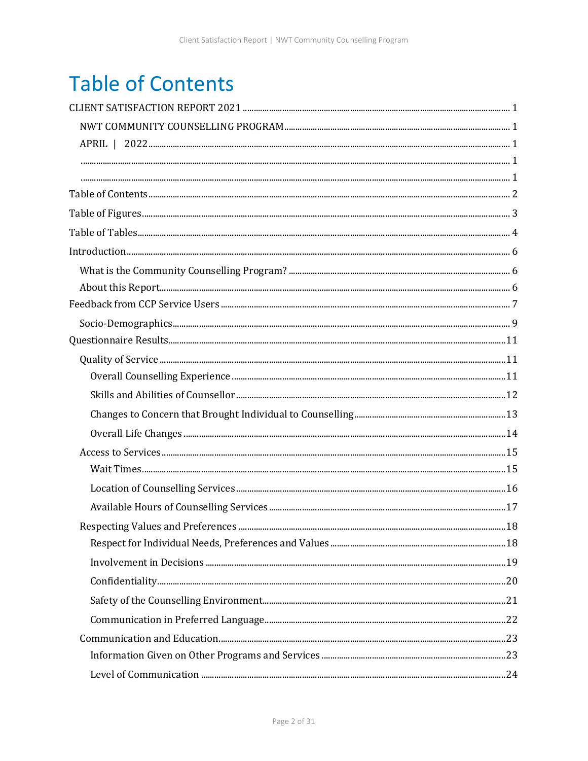# Table of Contents

CLIENT SATISFACTION REPORT 2021 ........ 1

- NWT COMMUNITY COUNSELLING PROGRAM ........ 1
- APRIL | 2022 ........ 1
- ........ 1
- ........ 1

Table of Contents ........ 2

Table of Figures ........ 3

Table of Tables ........ 4

Introduction ........ 6

- What is the Community Counselling Program? ........ 6
- About this Report ........ 6

Feedback from CCP Service Users ........ 7

- Socio-Demographics ........ 9

Questionnaire Results ........ 11

- Quality of Service ........ 11
  - Overall Counselling Experience ........ 11
  - Skills and Abilities of Counsellor ........ 12
  - Changes to Concern that Brought Individual to Counselling ........ 13
  - Overall Life Changes ........ 14
- Access to Services ........ 15
  - Wait Times ........ 15
  - Location of Counselling Services ........ 16
  - Available Hours of Counselling Services ........ 17
- Respecting Values and Preferences ........ 18
  - Respect for Individual Needs, Preferences and Values ........ 18
  - Involvement in Decisions ........ 19
  - Confidentiality ........ 20
  - Safety of the Counselling Environment ........ 21
  - Communication in Preferred Language ........ 22
- Communication and Education ........ 23
  - Information Given on Other Programs and Services ........ 23
  - Level of Communication ........ 24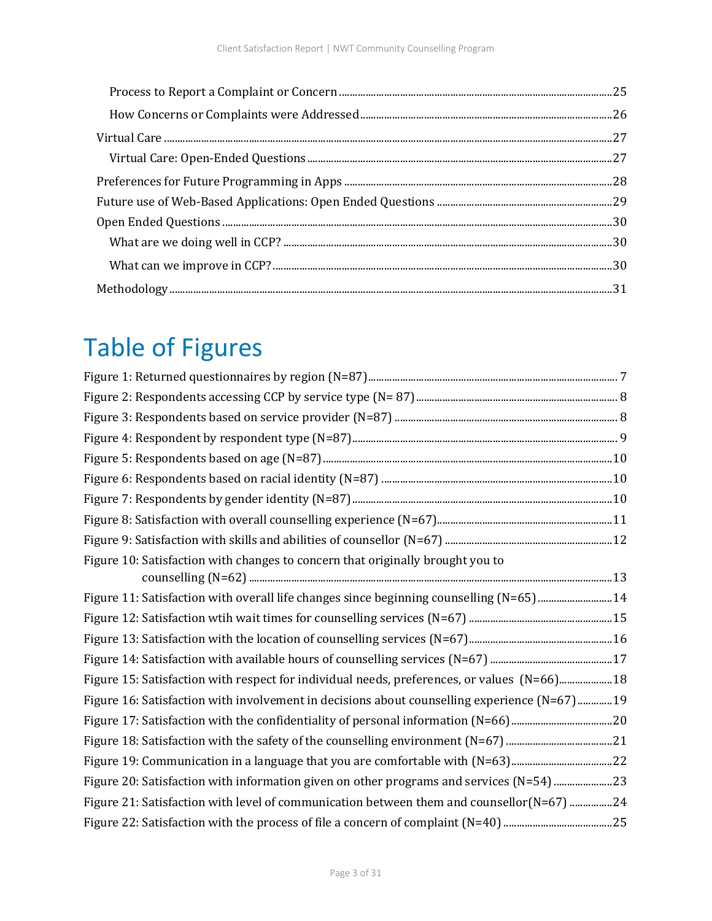Process to Report a Complaint or Concern ....... 25

How Concerns or Complaints were Addressed ....... 26

Virtual Care ....... 27

Virtual Care: Open-Ended Questions ....... 27

Preferences for Future Programming in Apps ....... 28

Future use of Web-Based Applications: Open Ended Questions ....... 29

Open Ended Questions ....... 30

What are we doing well in CCP? ....... 30

What can we improve in CCP? ....... 30

Methodology ....... 31

# Table of Figures

Figure 1: Returned questionnaires by region (N=87) ....... 7

Figure 2: Respondents accessing CCP by service type (N= 87) ....... 8

Figure 3: Respondents based on service provider (N=87) ....... 8

Figure 4: Respondent by respondent type (N=87) ....... 9

Figure 5: Respondents based on age (N=87) ....... 10

Figure 6: Respondents based on racial identity (N=87) ....... 10

Figure 7: Respondents by gender identity (N=87) ....... 10

Figure 8: Satisfaction with overall counselling experience (N=67) ....... 11

Figure 9: Satisfaction with skills and abilities of counsellor (N=67) ....... 12

Figure 10: Satisfaction with changes to concern that originally brought you to counselling (N=62) ....... 13

Figure 11: Satisfaction with overall life changes since beginning counselling (N=65) ....... 14

Figure 12: Satisfaction wtih wait times for counselling services (N=67) ....... 15

Figure 13: Satisfaction with the location of counselling services (N=67) ....... 16

Figure 14: Satisfaction with available hours of counselling services (N=67) ....... 17

Figure 15: Satisfaction with respect for individual needs, preferences, or values (N=66) ....... 18

Figure 16: Satisfaction with involvement in decisions about counselling experience (N=67) ....... 19

Figure 17: Satisfaction with the confidentiality of personal information (N=66) ....... 20

Figure 18: Satisfaction with the safety of the counselling environment (N=67) ....... 21

Figure 19: Communication in a language that you are comfortable with (N=63) ....... 22

Figure 20: Satisfaction with information given on other programs and services (N=54) ....... 23

Figure 21: Satisfaction with level of communication between them and counsellor(N=67) ....... 24

Figure 22: Satisfaction with the process of file a concern of complaint (N=40) ....... 25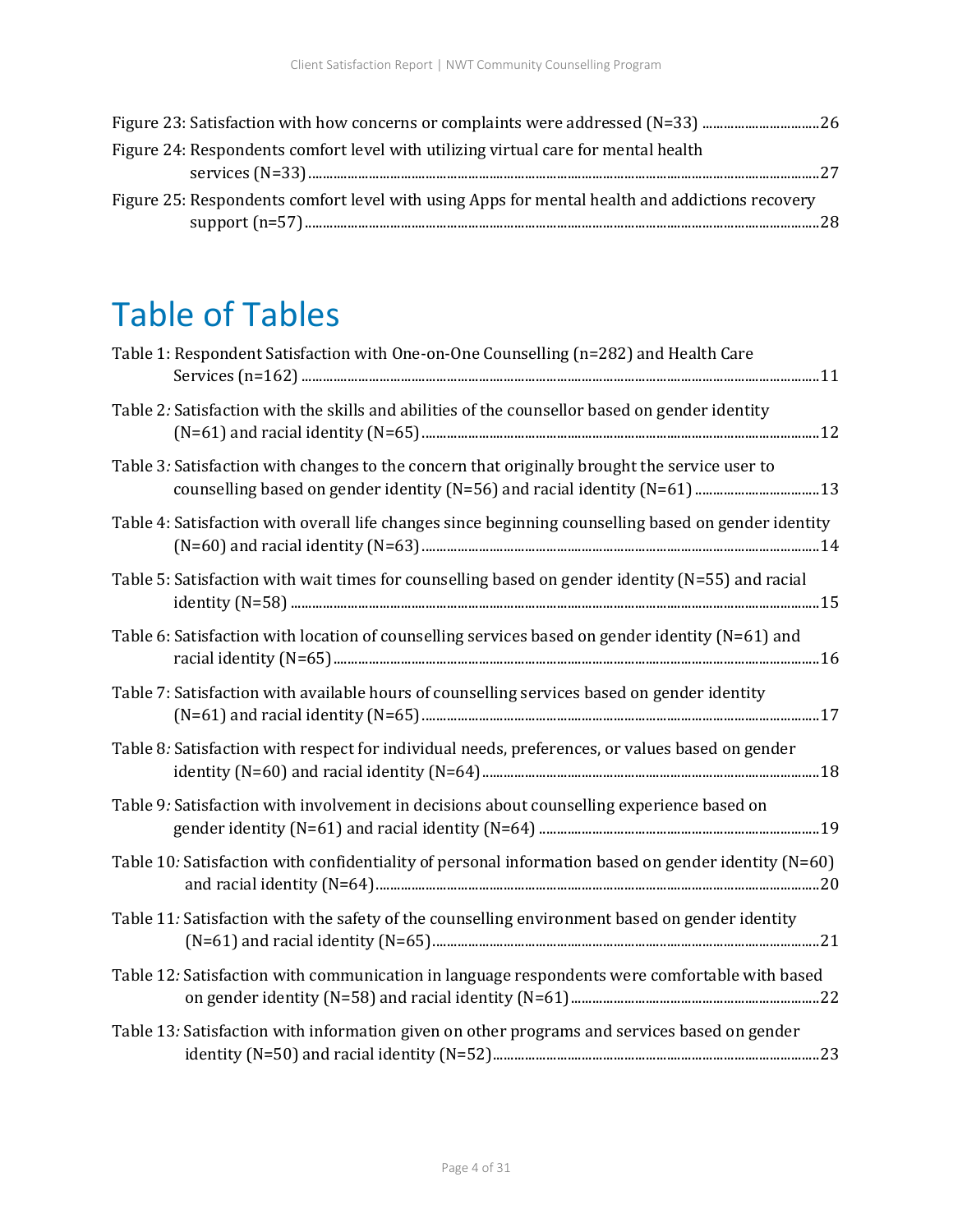Figure 23: Satisfaction with how concerns or complaints were addressed (N=33) ....26

Figure 24: Respondents comfort level with utilizing virtual care for mental health services (N=33) ....27

Figure 25: Respondents comfort level with using Apps for mental health and addictions recovery support (n=57) ....28

# Table of Tables

Table 1: Respondent Satisfaction with One-on-One Counselling (n=282) and Health Care Services (n=162) ....11

Table 2*:* Satisfaction with the skills and abilities of the counsellor based on gender identity (N=61) and racial identity (N=65) ....12

Table 3*:* Satisfaction with changes to the concern that originally brought the service user to counselling based on gender identity (N=56) and racial identity (N=61) ....13

Table 4: Satisfaction with overall life changes since beginning counselling based on gender identity (N=60) and racial identity (N=63) ....14

Table 5: Satisfaction with wait times for counselling based on gender identity (N=55) and racial identity (N=58) ....15

Table 6: Satisfaction with location of counselling services based on gender identity (N=61) and racial identity (N=65) ....16

Table 7: Satisfaction with available hours of counselling services based on gender identity (N=61) and racial identity (N=65) ....17

Table 8*:* Satisfaction with respect for individual needs, preferences, or values based on gender identity (N=60) and racial identity (N=64) ....18

Table 9*:* Satisfaction with involvement in decisions about counselling experience based on gender identity (N=61) and racial identity (N=64) ....19

Table 10*:* Satisfaction with confidentiality of personal information based on gender identity (N=60) and racial identity (N=64) ....20

Table 11*:* Satisfaction with the safety of the counselling environment based on gender identity (N=61) and racial identity (N=65) ....21

Table 12*:* Satisfaction with communication in language respondents were comfortable with based on gender identity (N=58) and racial identity (N=61) ....22

Table 13*:* Satisfaction with information given on other programs and services based on gender identity (N=50) and racial identity (N=52) ....23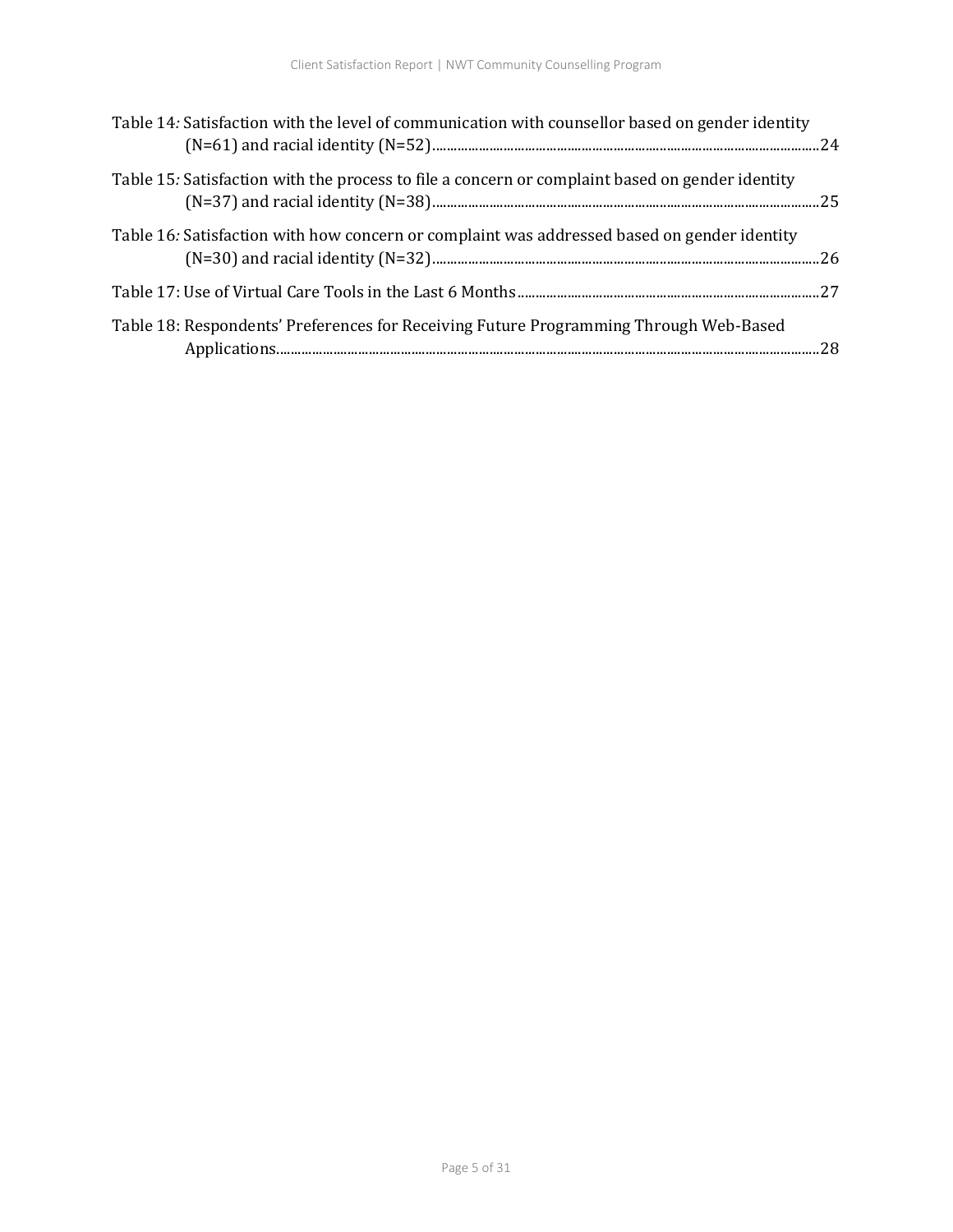Table 14: Satisfaction with the level of communication with counsellor based on gender identity (N=61) and racial identity (N=52)....24

Table 15: Satisfaction with the process to file a concern or complaint based on gender identity (N=37) and racial identity (N=38)....25

Table 16: Satisfaction with how concern or complaint was addressed based on gender identity (N=30) and racial identity (N=32)....26

Table 17: Use of Virtual Care Tools in the Last 6 Months....27

Table 18: Respondents' Preferences for Receiving Future Programming Through Web-Based Applications....28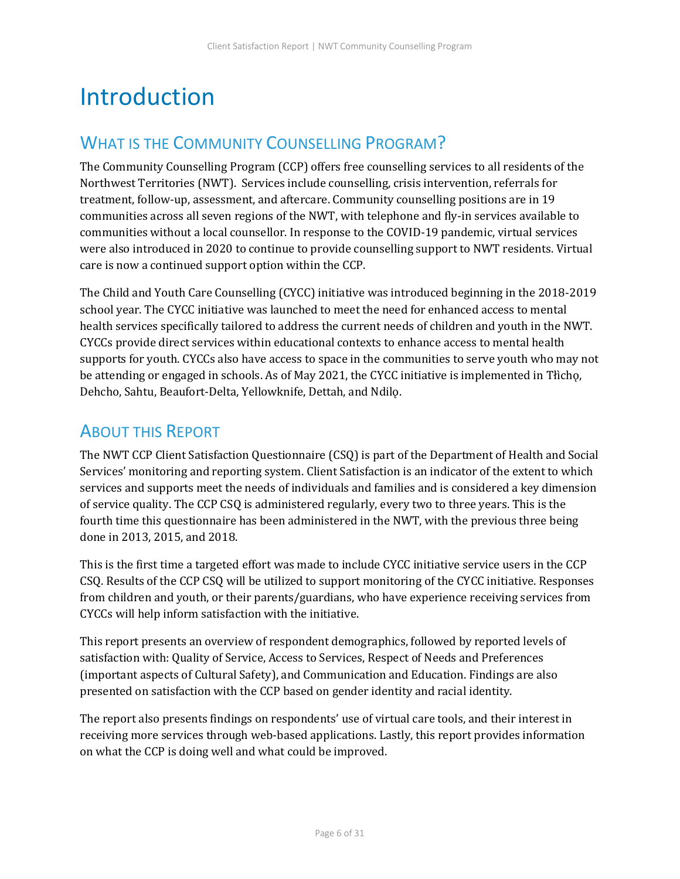# Introduction

## What is the Community Counselling Program?

The Community Counselling Program (CCP) offers free counselling services to all residents of the Northwest Territories (NWT). Services include counselling, crisis intervention, referrals for treatment, follow-up, assessment, and aftercare. Community counselling positions are in 19 communities across all seven regions of the NWT, with telephone and fly-in services available to communities without a local counsellor. In response to the COVID-19 pandemic, virtual services were also introduced in 2020 to continue to provide counselling support to NWT residents. Virtual care is now a continued support option within the CCP.

The Child and Youth Care Counselling (CYCC) initiative was introduced beginning in the 2018-2019 school year. The CYCC initiative was launched to meet the need for enhanced access to mental health services specifically tailored to address the current needs of children and youth in the NWT. CYCCs provide direct services within educational contexts to enhance access to mental health supports for youth. CYCCs also have access to space in the communities to serve youth who may not be attending or engaged in schools. As of May 2021, the CYCC initiative is implemented in Tłı̨chǫ, Dehcho, Sahtu, Beaufort-Delta, Yellowknife, Dettah, and Ndilǫ.

## About this Report

The NWT CCP Client Satisfaction Questionnaire (CSQ) is part of the Department of Health and Social Services' monitoring and reporting system. Client Satisfaction is an indicator of the extent to which services and supports meet the needs of individuals and families and is considered a key dimension of service quality. The CCP CSQ is administered regularly, every two to three years. This is the fourth time this questionnaire has been administered in the NWT, with the previous three being done in 2013, 2015, and 2018.

This is the first time a targeted effort was made to include CYCC initiative service users in the CCP CSQ. Results of the CCP CSQ will be utilized to support monitoring of the CYCC initiative. Responses from children and youth, or their parents/guardians, who have experience receiving services from CYCCs will help inform satisfaction with the initiative.

This report presents an overview of respondent demographics, followed by reported levels of satisfaction with: Quality of Service, Access to Services, Respect of Needs and Preferences (important aspects of Cultural Safety), and Communication and Education. Findings are also presented on satisfaction with the CCP based on gender identity and racial identity.

The report also presents findings on respondents' use of virtual care tools, and their interest in receiving more services through web-based applications. Lastly, this report provides information on what the CCP is doing well and what could be improved.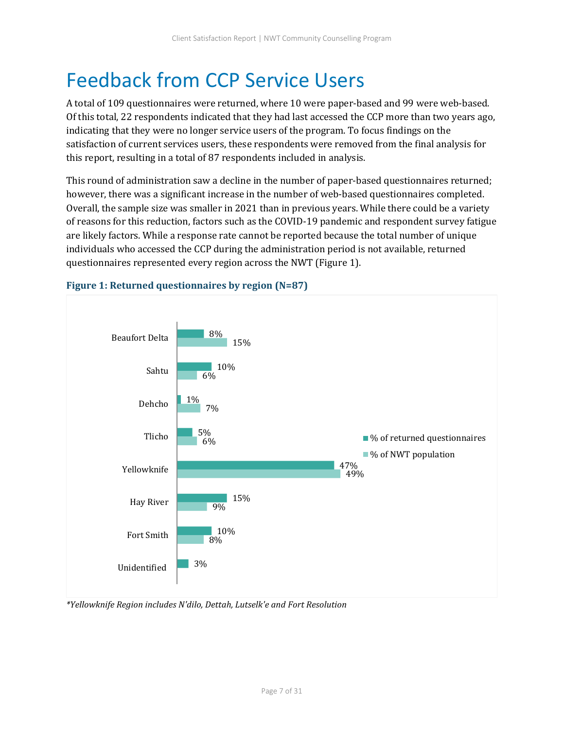# Feedback from CCP Service Users

A total of 109 questionnaires were returned, where 10 were paper-based and 99 were web-based. Of this total, 22 respondents indicated that they had last accessed the CCP more than two years ago, indicating that they were no longer service users of the program. To focus findings on the satisfaction of current services users, these respondents were removed from the final analysis for this report, resulting in a total of 87 respondents included in analysis.

This round of administration saw a decline in the number of paper-based questionnaires returned; however, there was a significant increase in the number of web-based questionnaires completed. Overall, the sample size was smaller in 2021 than in previous years. While there could be a variety of reasons for this reduction, factors such as the COVID-19 pandemic and respondent survey fatigue are likely factors. While a response rate cannot be reported because the total number of unique individuals who accessed the CCP during the administration period is not available, returned questionnaires represented every region across the NWT (Figure 1).

**Figure 1: Returned questionnaires by region (N=87)**

| Region | % of returned questionnaires | % of NWT population |
|---|---|---|
| Beaufort Delta | 8% | 15% |
| Sahtu | 10% | 6% |
| Dehcho | 1% | 7% |
| Tlicho | 5% | 6% |
| Yellowknife | 47% | 49% |
| Hay River | 15% | 9% |
| Fort Smith | 10% | 8% |
| Unidentified | 3% | |

*\*Yellowknife Region includes N'dilo, Dettah, Lutselk'e and Fort Resolution*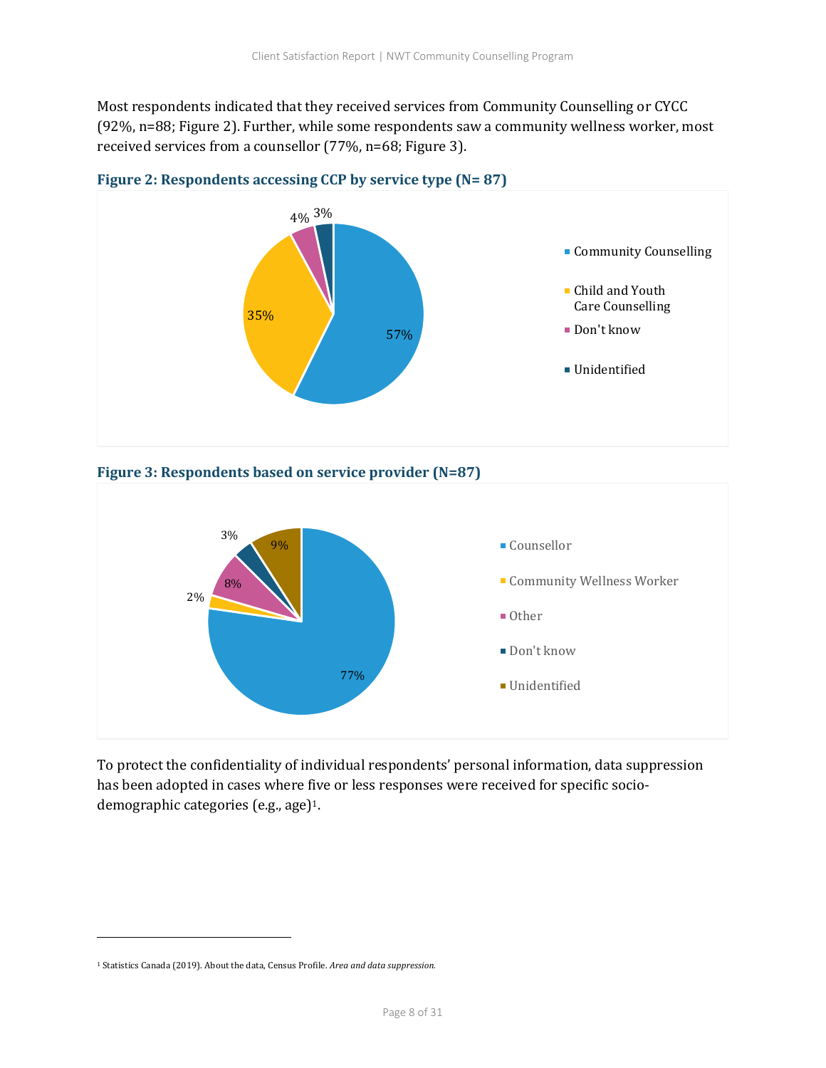Most respondents indicated that they received services from Community Counselling or CYCC (92%, n=88; Figure 2). Further, while some respondents saw a community wellness worker, most received services from a counsellor (77%, n=68; Figure 3).

**Figure 2: Respondents accessing CCP by service type (N= 87)**

| Service type | Percentage |
| --- | --- |
| Community Counselling | 57% |
| Child and Youth Care Counselling | 35% |
| Don't know | 4% |
| Unidentified | 3% |

**Figure 3: Respondents based on service provider (N=87)**

| Service provider | Percentage |
| --- | --- |
| Counsellor | 77% |
| Community Wellness Worker | 2% |
| Other | 8% |
| Don't know | 3% |
| Unidentified | 9% |

To protect the confidentiality of individual respondents' personal information, data suppression has been adopted in cases where five or less responses were received for specific socio-demographic categories (e.g., age)[1].

[1] Statistics Canada (2019). About the data, Census Profile. *Area and data suppression.*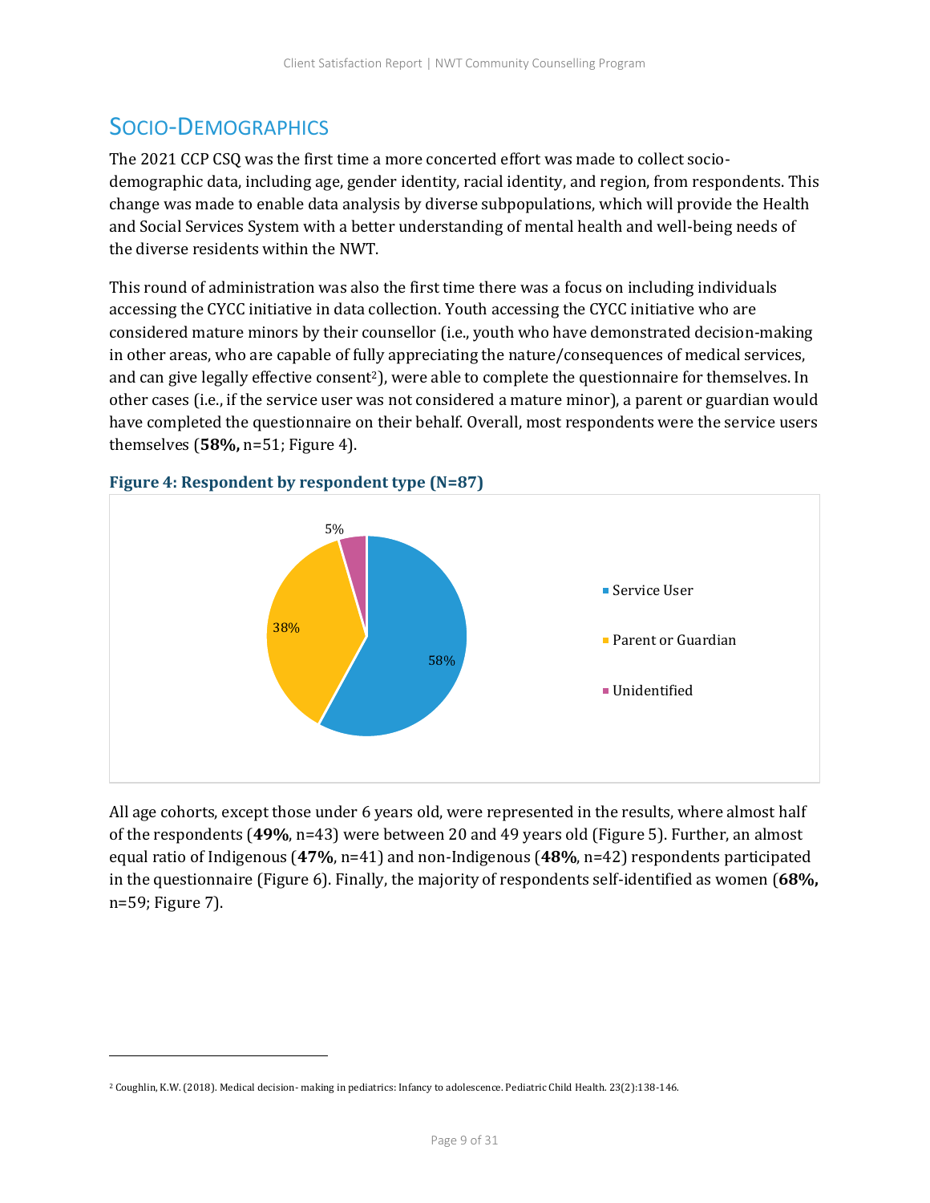## Socio-Demographics

The 2021 CCP CSQ was the first time a more concerted effort was made to collect socio-demographic data, including age, gender identity, racial identity, and region, from respondents. This change was made to enable data analysis by diverse subpopulations, which will provide the Health and Social Services System with a better understanding of mental health and well-being needs of the diverse residents within the NWT.

This round of administration was also the first time there was a focus on including individuals accessing the CYCC initiative in data collection. Youth accessing the CYCC initiative who are considered mature minors by their counsellor (i.e., youth who have demonstrated decision-making in other areas, who are capable of fully appreciating the nature/consequences of medical services, and can give legally effective consent[2]), were able to complete the questionnaire for themselves. In other cases (i.e., if the service user was not considered a mature minor), a parent or guardian would have completed the questionnaire on their behalf. Overall, most respondents were the service users themselves (**58%,** n=51; Figure 4).

**Figure 4: Respondent by respondent type (N=87)**

| Respondent type | % |
| --- | --- |
| Service User | 58% |
| Parent or Guardian | 38% |
| Unidentified | 5% |

All age cohorts, except those under 6 years old, were represented in the results, where almost half of the respondents (**49%**, n=43) were between 20 and 49 years old (Figure 5). Further, an almost equal ratio of Indigenous (**47%**, n=41) and non-Indigenous (**48%**, n=42) respondents participated in the questionnaire (Figure 6). Finally, the majority of respondents self-identified as women (**68%,** n=59; Figure 7).

[2] Coughlin, K.W. (2018). Medical decision- making in pediatrics: Infancy to adolescence. Pediatric Child Health. 23(2):138-146.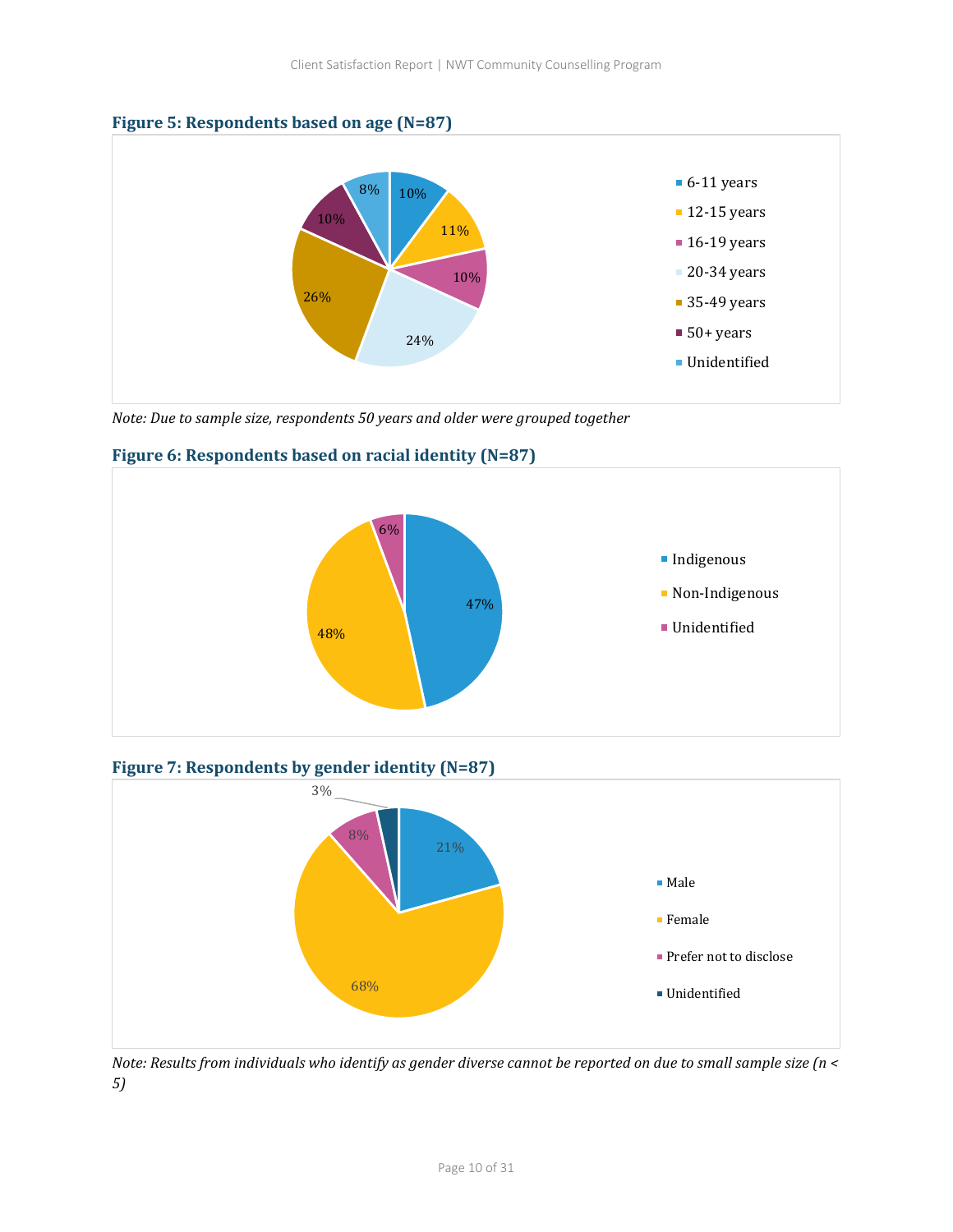**Figure 5: Respondents based on age (N=87)**

| Age group | Percent |
|---|---|
| 6-11 years | 10% |
| 12-15 years | 11% |
| 16-19 years | 10% |
| 20-34 years | 24% |
| 35-49 years | 26% |
| 50+ years | 10% |
| Unidentified | 8% |

*Note: Due to sample size, respondents 50 years and older were grouped together*

**Figure 6: Respondents based on racial identity (N=87)**

| Racial identity | Percent |
|---|---|
| Indigenous | 47% |
| Non-Indigenous | 48% |
| Unidentified | 6% |

**Figure 7: Respondents by gender identity (N=87)**

| Gender identity | Percent |
|---|---|
| Male | 21% |
| Female | 68% |
| Prefer not to disclose | 8% |
| Unidentified | 3% |

*Note: Results from individuals who identify as gender diverse cannot be reported on due to small sample size (n < 5)*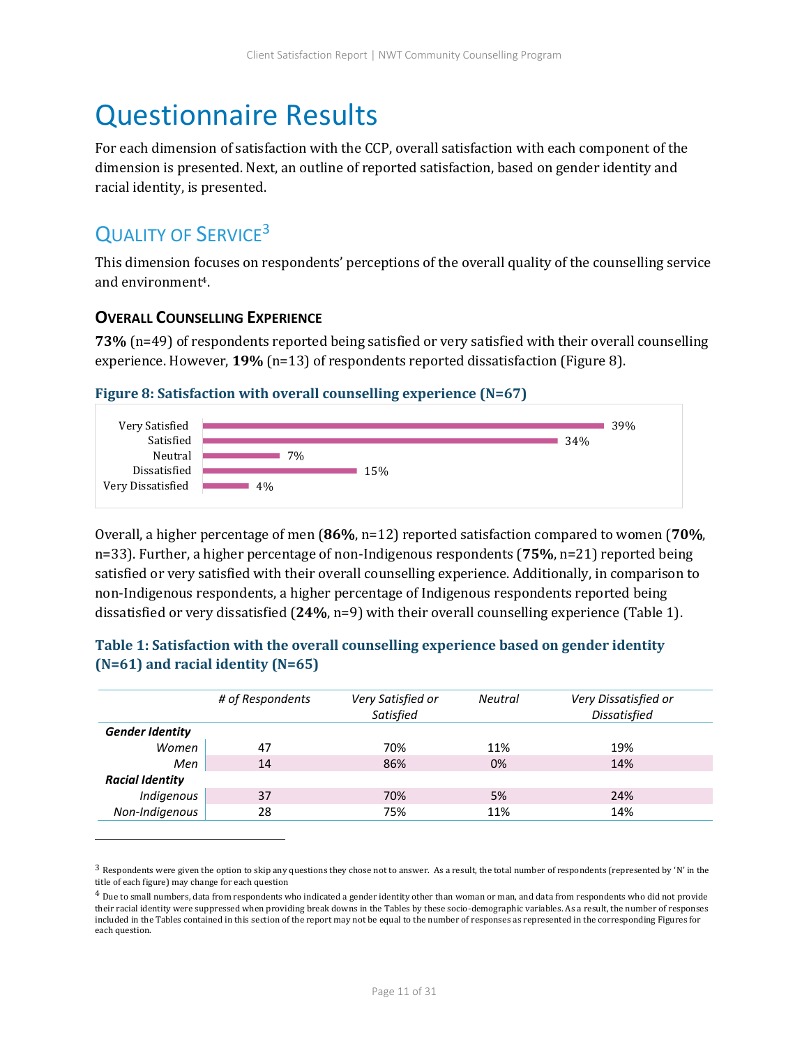// Questionnaire Results

For each dimension of satisfaction with the CCP, overall satisfaction with each component of the dimension is presented. Next, an outline of reported satisfaction, based on gender identity and racial identity, is presented.

## Quality of Service[3]

This dimension focuses on respondents' perceptions of the overall quality of the counselling service and environment[4].

### Overall Counselling Experience

**73%** (n=49) of respondents reported being satisfied or very satisfied with their overall counselling experience. However, **19%** (n=13) of respondents reported dissatisfaction (Figure 8).

**Figure 8: Satisfaction with overall counselling experience (N=67)**

| Response | Percentage |
|---|---|
| Very Satisfied | 39% |
| Satisfied | 34% |
| Neutral | 7% |
| Dissatisfied | 15% |
| Very Dissatisfied | 4% |

Overall, a higher percentage of men (**86%**, n=12) reported satisfaction compared to women (**70%**, n=33). Further, a higher percentage of non-Indigenous respondents (**75%**, n=21) reported being satisfied or very satisfied with their overall counselling experience. Additionally, in comparison to non-Indigenous respondents, a higher percentage of Indigenous respondents reported being dissatisfied or very dissatisfied (**24%**, n=9) with their overall counselling experience (Table 1).

**Table 1: Satisfaction with the overall counselling experience based on gender identity (N=61) and racial identity (N=65)**

| | *# of Respondents* | *Very Satisfied or Satisfied* | *Neutral* | *Very Dissatisfied or Dissatisfied* |
|---|---|---|---|---|
| ***Gender Identity*** | | | | |
| *Women* | 47 | 70% | 11% | 19% |
| *Men* | 14 | 86% | 0% | 14% |
| ***Racial Identity*** | | | | |
| *Indigenous* | 37 | 70% | 5% | 24% |
| *Non-Indigenous* | 28 | 75% | 11% | 14% |

---

[3] Respondents were given the option to skip any questions they chose not to answer. As a result, the total number of respondents (represented by 'N' in the title of each figure) may change for each question

[4] Due to small numbers, data from respondents who indicated a gender identity other than woman or man, and data from respondents who did not provide their racial identity were suppressed when providing break downs in the Tables by these socio-demographic variables. As a result, the number of responses included in the Tables contained in this section of the report may not be equal to the number of responses as represented in the corresponding Figures for each question.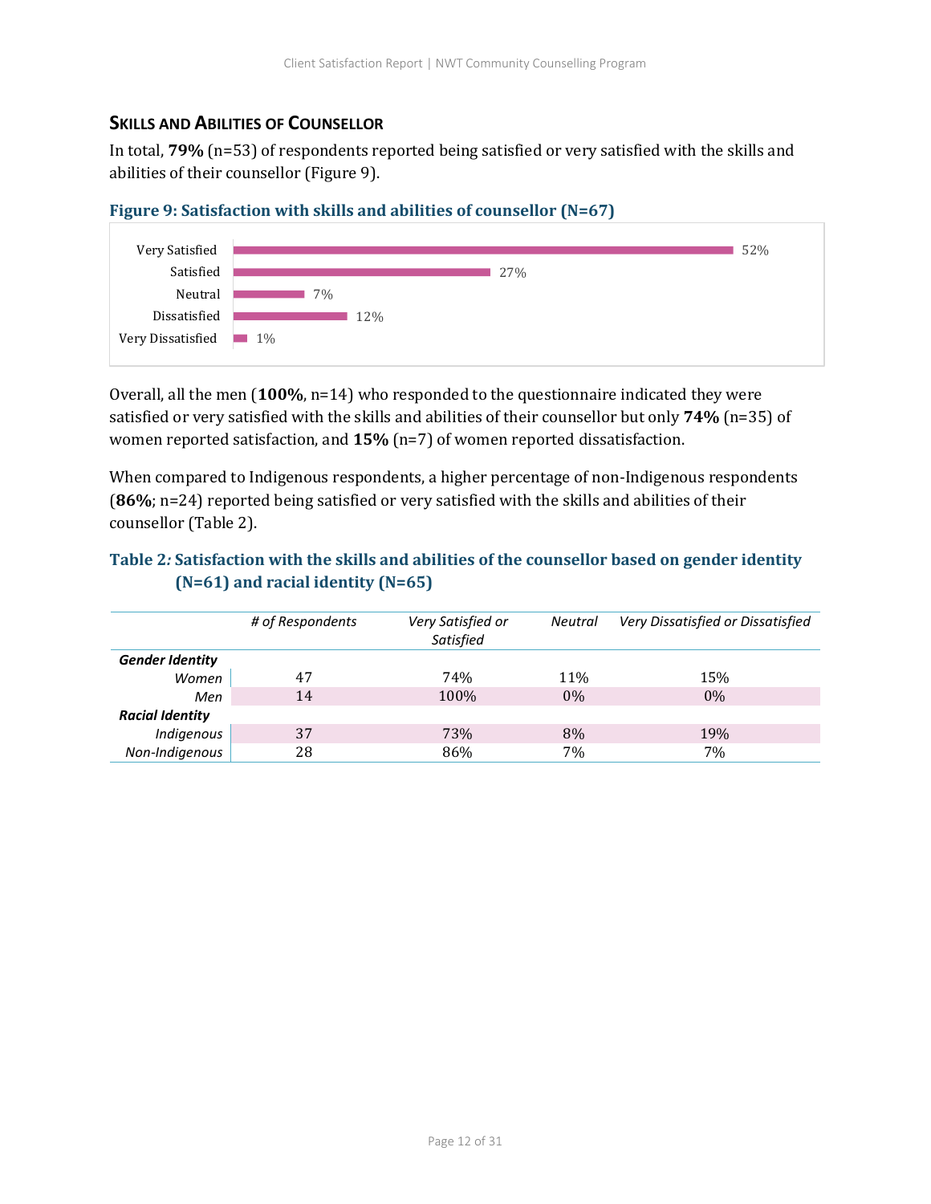## Skills and Abilities of Counsellor

In total, **79%** (n=53) of respondents reported being satisfied or very satisfied with the skills and abilities of their counsellor (Figure 9).

**Figure 9: Satisfaction with skills and abilities of counsellor (N=67)**

| Response | Percentage |
|---|---|
| Very Satisfied | 52% |
| Satisfied | 27% |
| Neutral | 7% |
| Dissatisfied | 12% |
| Very Dissatisfied | 1% |

Overall, all the men (**100%**, n=14) who responded to the questionnaire indicated they were satisfied or very satisfied with the skills and abilities of their counsellor but only **74%** (n=35) of women reported satisfaction, and **15%** (n=7) of women reported dissatisfaction.

When compared to Indigenous respondents, a higher percentage of non-Indigenous respondents (**86%**; n=24) reported being satisfied or very satisfied with the skills and abilities of their counsellor (Table 2).

**Table 2: Satisfaction with the skills and abilities of the counsellor based on gender identity (N=61) and racial identity (N=65)**

| | *# of Respondents* | *Very Satisfied or Satisfied* | *Neutral* | *Very Dissatisfied or Dissatisfied* |
|---|---|---|---|---|
| ***Gender Identity*** | | | | |
| *Women* | 47 | 74% | 11% | 15% |
| *Men* | 14 | 100% | 0% | 0% |
| ***Racial Identity*** | | | | |
| *Indigenous* | 37 | 73% | 8% | 19% |
| *Non-Indigenous* | 28 | 86% | 7% | 7% |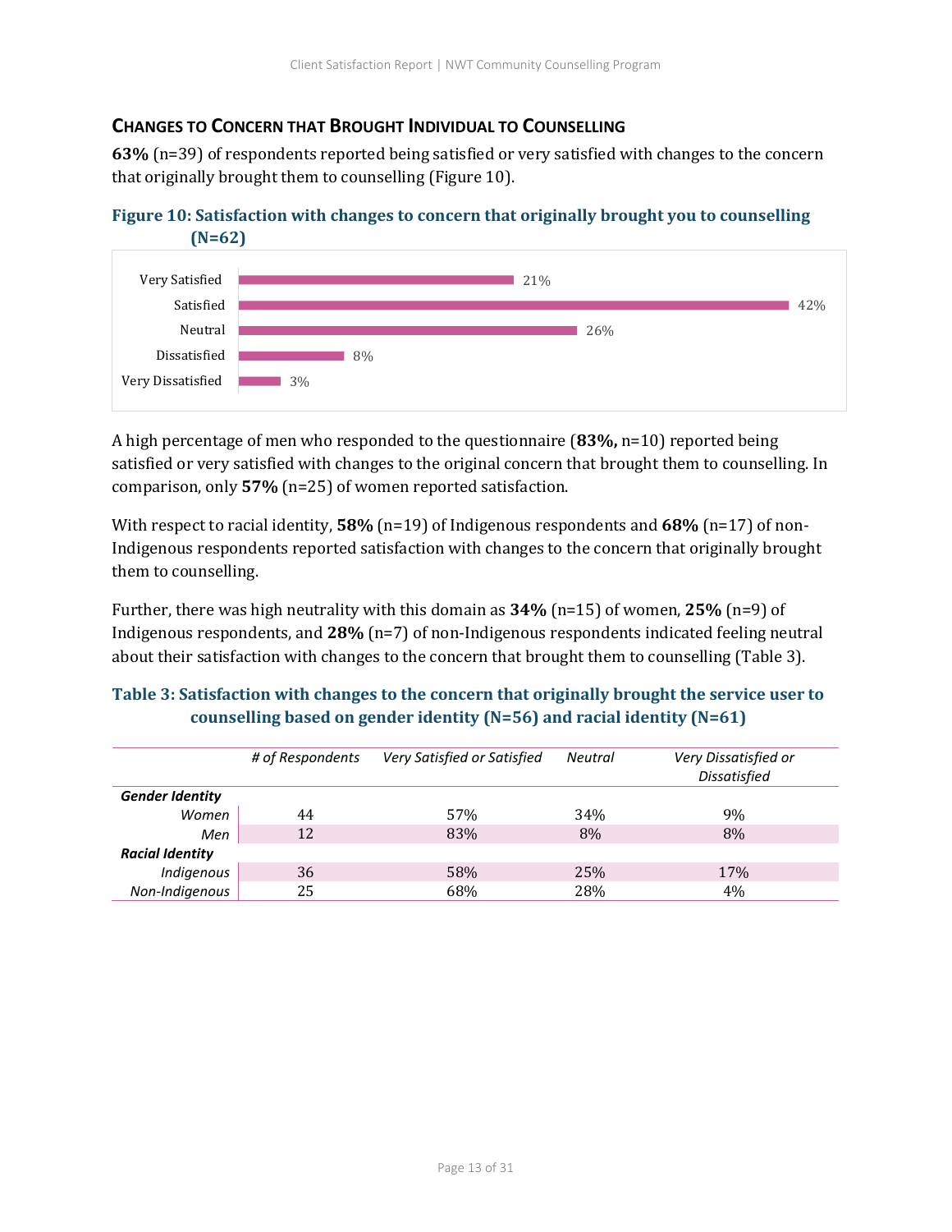### CHANGES TO CONCERN THAT BROUGHT INDIVIDUAL TO COUNSELLING

**63%** (n=39) of respondents reported being satisfied or very satisfied with changes to the concern that originally brought them to counselling (Figure 10).

**Figure 10: Satisfaction with changes to concern that originally brought you to counselling (N=62)**

| Response | % |
|---|---|
| Very Satisfied | 21% |
| Satisfied | 42% |
| Neutral | 26% |
| Dissatisfied | 8% |
| Very Dissatisfied | 3% |

A high percentage of men who responded to the questionnaire (**83%,** n=10) reported being satisfied or very satisfied with changes to the original concern that brought them to counselling. In comparison, only **57%** (n=25) of women reported satisfaction.

With respect to racial identity, **58%** (n=19) of Indigenous respondents and **68%** (n=17) of non-Indigenous respondents reported satisfaction with changes to the concern that originally brought them to counselling.

Further, there was high neutrality with this domain as **34%** (n=15) of women, **25%** (n=9) of Indigenous respondents, and **28%** (n=7) of non-Indigenous respondents indicated feeling neutral about their satisfaction with changes to the concern that brought them to counselling (Table 3).

**Table 3: Satisfaction with changes to the concern that originally brought the service user to counselling based on gender identity (N=56) and racial identity (N=61)**

| | *# of Respondents* | *Very Satisfied or Satisfied* | *Neutral* | *Very Dissatisfied or Dissatisfied* |
|---|---|---|---|---|
| ***Gender Identity*** | | | | |
| *Women* | 44 | 57% | 34% | 9% |
| *Men* | 12 | 83% | 8% | 8% |
| ***Racial Identity*** | | | | |
| *Indigenous* | 36 | 58% | 25% | 17% |
| *Non-Indigenous* | 25 | 68% | 28% | 4% |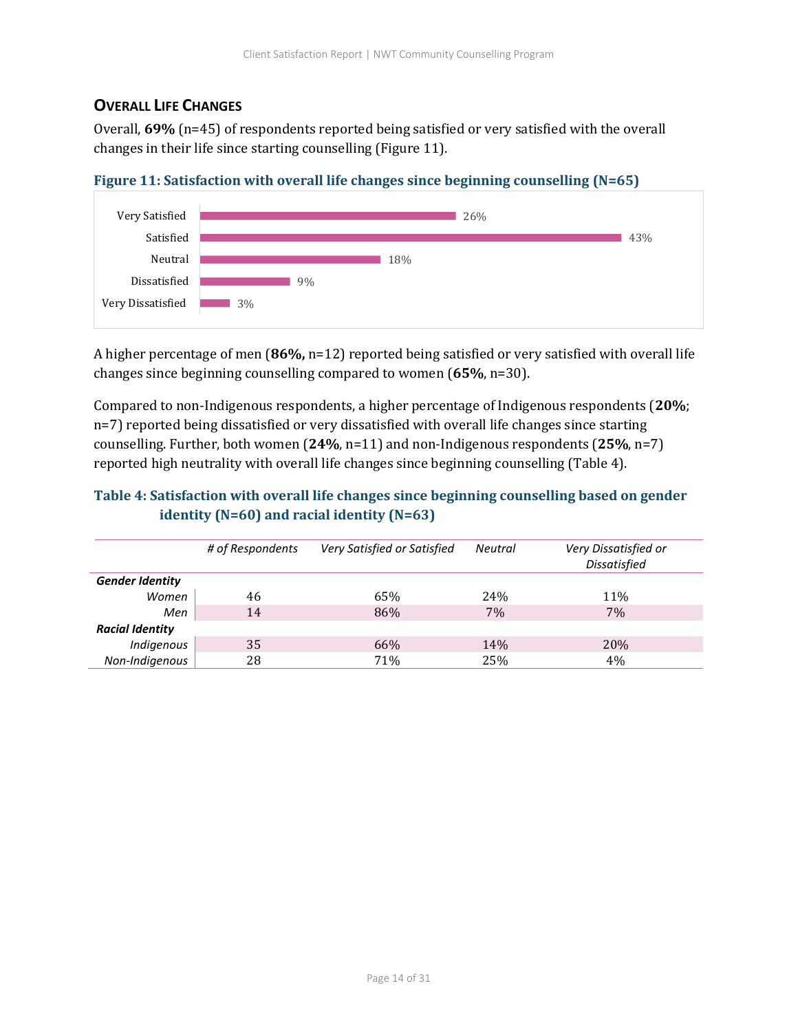## Overall Life Changes

Overall, **69%** (n=45) of respondents reported being satisfied or very satisfied with the overall changes in their life since starting counselling (Figure 11).

**Figure 11: Satisfaction with overall life changes since beginning counselling (N=65)**

| Response | Percentage |
|---|---|
| Very Satisfied | 26% |
| Satisfied | 43% |
| Neutral | 18% |
| Dissatisfied | 9% |
| Very Dissatisfied | 3% |

A higher percentage of men (**86%,** n=12) reported being satisfied or very satisfied with overall life changes since beginning counselling compared to women (**65%**, n=30).

Compared to non-Indigenous respondents, a higher percentage of Indigenous respondents (**20%**; n=7) reported being dissatisfied or very dissatisfied with overall life changes since starting counselling. Further, both women (**24%**, n=11) and non-Indigenous respondents (**25%**, n=7) reported high neutrality with overall life changes since beginning counselling (Table 4).

**Table 4: Satisfaction with overall life changes since beginning counselling based on gender identity (N=60) and racial identity (N=63)**

| | *# of Respondents* | *Very Satisfied or Satisfied* | *Neutral* | *Very Dissatisfied or Dissatisfied* |
|---|---|---|---|---|
| ***Gender Identity*** | | | | |
| *Women* | 46 | 65% | 24% | 11% |
| *Men* | 14 | 86% | 7% | 7% |
| ***Racial Identity*** | | | | |
| *Indigenous* | 35 | 66% | 14% | 20% |
| *Non-Indigenous* | 28 | 71% | 25% | 4% |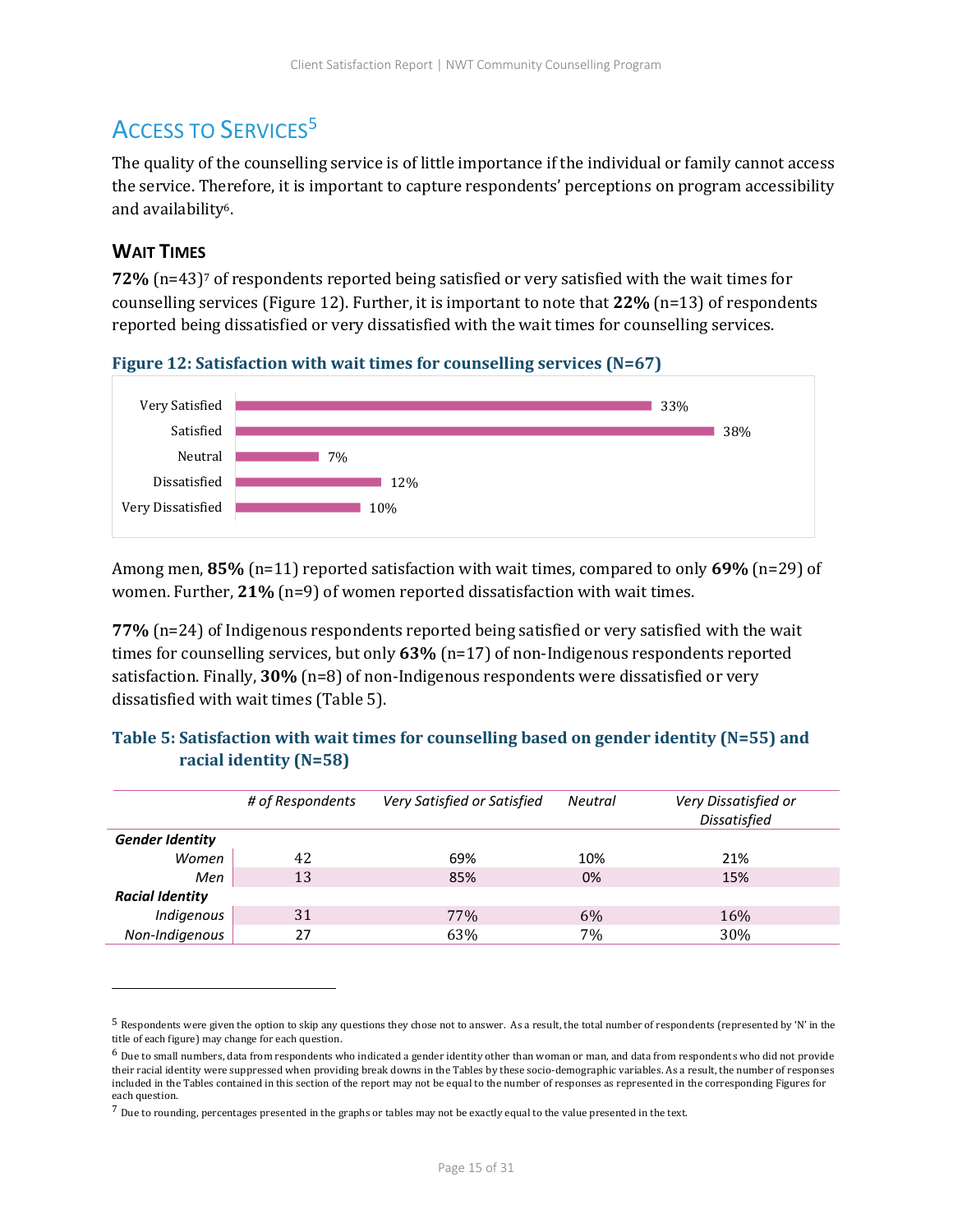## Access to Services[5]

The quality of the counselling service is of little importance if the individual or family cannot access the service. Therefore, it is important to capture respondents' perceptions on program accessibility and availability[6].

### Wait Times

**72%** (n=43)[7] of respondents reported being satisfied or very satisfied with the wait times for counselling services (Figure 12). Further, it is important to note that **22%** (n=13) of respondents reported being dissatisfied or very dissatisfied with the wait times for counselling services.

**Figure 12: Satisfaction with wait times for counselling services (N=67)**

| Response | Percentage |
|---|---|
| Very Satisfied | 33% |
| Satisfied | 38% |
| Neutral | 7% |
| Dissatisfied | 12% |
| Very Dissatisfied | 10% |

Among men, **85%** (n=11) reported satisfaction with wait times, compared to only **69%** (n=29) of women. Further, **21%** (n=9) of women reported dissatisfaction with wait times.

**77%** (n=24) of Indigenous respondents reported being satisfied or very satisfied with the wait times for counselling services, but only **63%** (n=17) of non-Indigenous respondents reported satisfaction. Finally, **30%** (n=8) of non-Indigenous respondents were dissatisfied or very dissatisfied with wait times (Table 5).

**Table 5: Satisfaction with wait times for counselling based on gender identity (N=55) and racial identity (N=58)**

| | *# of Respondents* | *Very Satisfied or Satisfied* | *Neutral* | *Very Dissatisfied or Dissatisfied* |
|---|---|---|---|---|
| ***Gender Identity*** | | | | |
| *Women* | 42 | 69% | 10% | 21% |
| *Men* | 13 | 85% | 0% | 15% |
| ***Racial Identity*** | | | | |
| *Indigenous* | 31 | 77% | 6% | 16% |
| *Non-Indigenous* | 27 | 63% | 7% | 30% |

---

[5] Respondents were given the option to skip any questions they chose not to answer. As a result, the total number of respondents (represented by 'N' in the title of each figure) may change for each question.

[6] Due to small numbers, data from respondents who indicated a gender identity other than woman or man, and data from respondents who did not provide their racial identity were suppressed when providing break downs in the Tables by these socio-demographic variables. As a result, the number of responses included in the Tables contained in this section of the report may not be equal to the number of responses as represented in the corresponding Figures for each question.

[7] Due to rounding, percentages presented in the graphs or tables may not be exactly equal to the value presented in the text.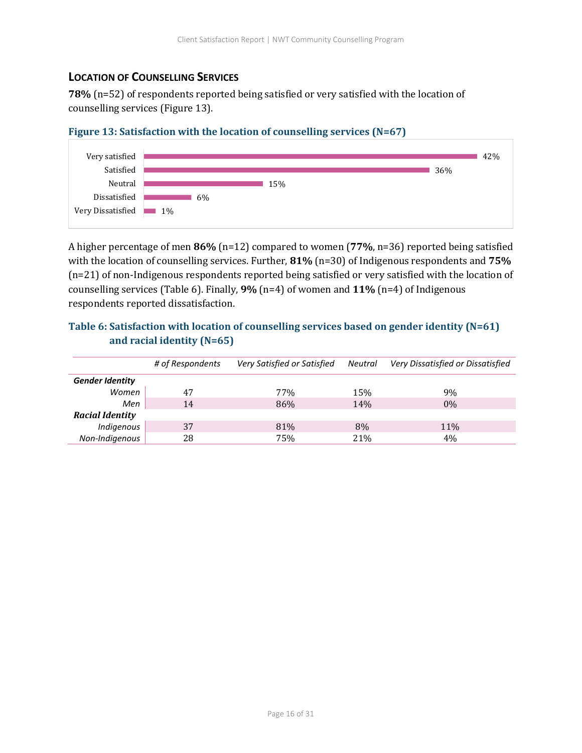### LOCATION OF COUNSELLING SERVICES

**78%** (n=52) of respondents reported being satisfied or very satisfied with the location of counselling services (Figure 13).

**Figure 13: Satisfaction with the location of counselling services (N=67)**

| Response | % |
|---|---|
| Very satisfied | 42% |
| Satisfied | 36% |
| Neutral | 15% |
| Dissatisfied | 6% |
| Very Dissatisfied | 1% |

A higher percentage of men **86%** (n=12) compared to women (**77%**, n=36) reported being satisfied with the location of counselling services. Further, **81%** (n=30) of Indigenous respondents and **75%** (n=21) of non-Indigenous respondents reported being satisfied or very satisfied with the location of counselling services (Table 6). Finally, **9%** (n=4) of women and **11%** (n=4) of Indigenous respondents reported dissatisfaction.

**Table 6: Satisfaction with location of counselling services based on gender identity (N=61) and racial identity (N=65)**

| | *# of Respondents* | *Very Satisfied or Satisfied* | *Neutral* | *Very Dissatisfied or Dissatisfied* |
|---|---|---|---|---|
| ***Gender Identity*** | | | | |
| *Women* | 47 | 77% | 15% | 9% |
| *Men* | 14 | 86% | 14% | 0% |
| ***Racial Identity*** | | | | |
| *Indigenous* | 37 | 81% | 8% | 11% |
| *Non-Indigenous* | 28 | 75% | 21% | 4% |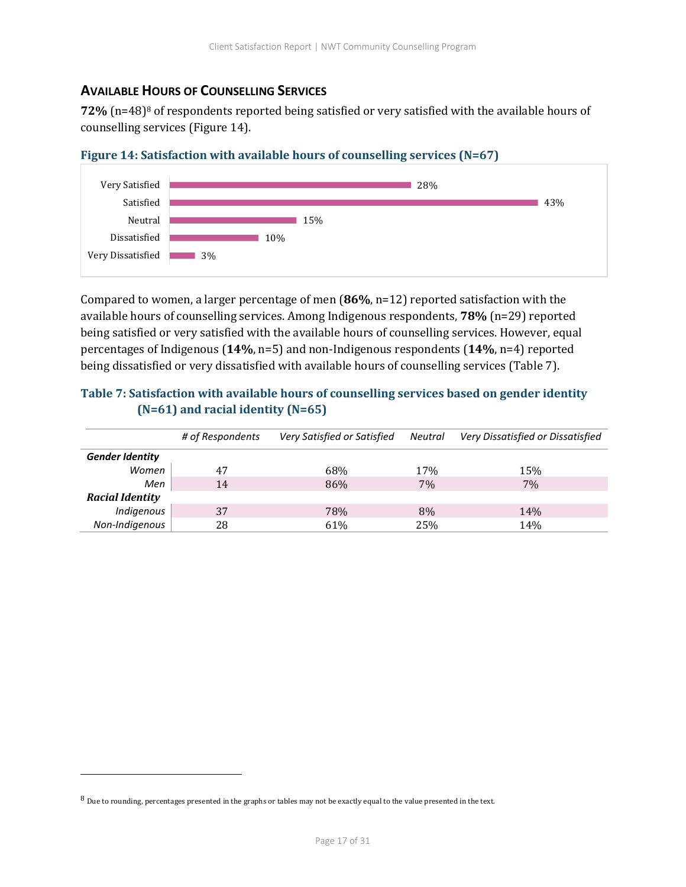## AVAILABLE HOURS OF COUNSELLING SERVICES

**72%** (n=48)[8] of respondents reported being satisfied or very satisfied with the available hours of counselling services (Figure 14).

**Figure 14: Satisfaction with available hours of counselling services (N=67)**

| | |
|---|---|
| Very Satisfied | 28% |
| Satisfied | 43% |
| Neutral | 15% |
| Dissatisfied | 10% |
| Very Dissatisfied | 3% |

Compared to women, a larger percentage of men (**86%**, n=12) reported satisfaction with the available hours of counselling services. Among Indigenous respondents, **78%** (n=29) reported being satisfied or very satisfied with the available hours of counselling services. However, equal percentages of Indigenous (**14%**, n=5) and non-Indigenous respondents (**14%**, n=4) reported being dissatisfied or very dissatisfied with available hours of counselling services (Table 7).

**Table 7: Satisfaction with available hours of counselling services based on gender identity (N=61) and racial identity (N=65)**

| | *# of Respondents* | *Very Satisfied or Satisfied* | *Neutral* | *Very Dissatisfied or Dissatisfied* |
|---|---|---|---|---|
| ***Gender Identity*** | | | | |
| *Women* | 47 | 68% | 17% | 15% |
| *Men* | 14 | 86% | 7% | 7% |
| ***Racial Identity*** | | | | |
| *Indigenous* | 37 | 78% | 8% | 14% |
| *Non-Indigenous* | 28 | 61% | 25% | 14% |

[8] Due to rounding, percentages presented in the graphs or tables may not be exactly equal to the value presented in the text.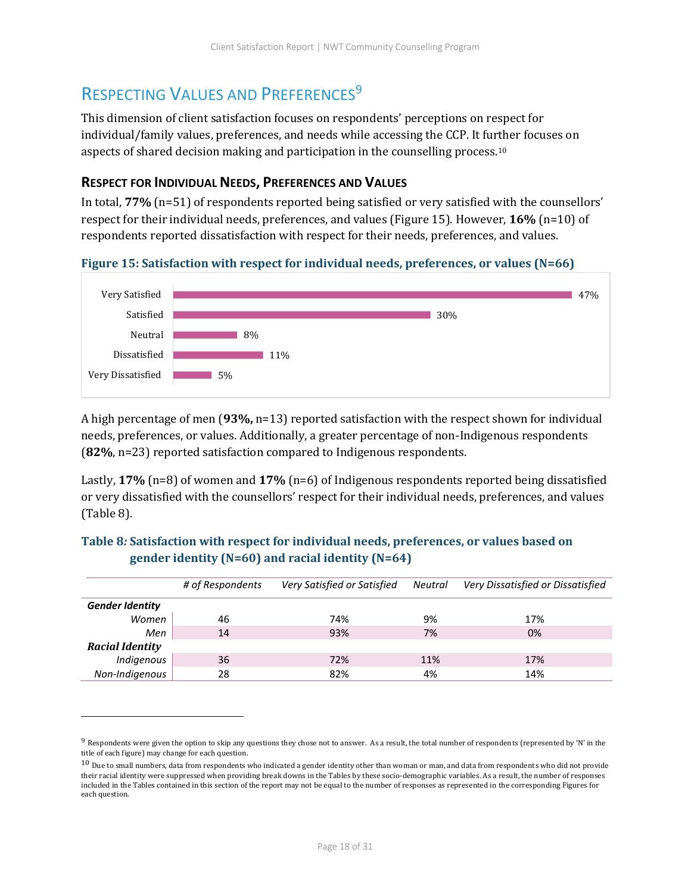## Respecting Values and Preferences[9]

This dimension of client satisfaction focuses on respondents' perceptions on respect for individual/family values, preferences, and needs while accessing the CCP. It further focuses on aspects of shared decision making and participation in the counselling process.[10]

### Respect for Individual Needs, Preferences and Values

In total, **77%** (n=51) of respondents reported being satisfied or very satisfied with the counsellors' respect for their individual needs, preferences, and values (Figure 15). However, **16%** (n=10) of respondents reported dissatisfaction with respect for their needs, preferences, and values.

**Figure 15: Satisfaction with respect for individual needs, preferences, or values (N=66)**

| Response | Percentage |
|---|---|
| Very Satisfied | 47% |
| Satisfied | 30% |
| Neutral | 8% |
| Dissatisfied | 11% |
| Very Dissatisfied | 5% |

A high percentage of men (**93%,** n=13) reported satisfaction with the respect shown for individual needs, preferences, or values. Additionally, a greater percentage of non-Indigenous respondents (**82%**, n=23) reported satisfaction compared to Indigenous respondents.

Lastly, **17%** (n=8) of women and **17%** (n=6) of Indigenous respondents reported being dissatisfied or very dissatisfied with the counsellors' respect for their individual needs, preferences, and values (Table 8).

**Table 8*:* Satisfaction with respect for individual needs, preferences, or values based on gender identity (N=60) and racial identity (N=64)**

| | *# of Respondents* | *Very Satisfied or Satisfied* | *Neutral* | *Very Dissatisfied or Dissatisfied* |
|---|---|---|---|---|
| ***Gender Identity*** | | | | |
| *Women* | 46 | 74% | 9% | 17% |
| *Men* | 14 | 93% | 7% | 0% |
| ***Racial Identity*** | | | | |
| *Indigenous* | 36 | 72% | 11% | 17% |
| *Non-Indigenous* | 28 | 82% | 4% | 14% |

---

[9] Respondents were given the option to skip any questions they chose not to answer. As a result, the total number of respondents (represented by 'N' in the title of each figure) may change for each question.

[10] Due to small numbers, data from respondents who indicated a gender identity other than woman or man, and data from respondents who did not provide their racial identity were suppressed when providing breakdowns in the Tables by these socio-demographic variables. As a result, the number of responses included in the Tables contained in this section of the report may not be equal to the number of responses as represented in the corresponding Figures for each question.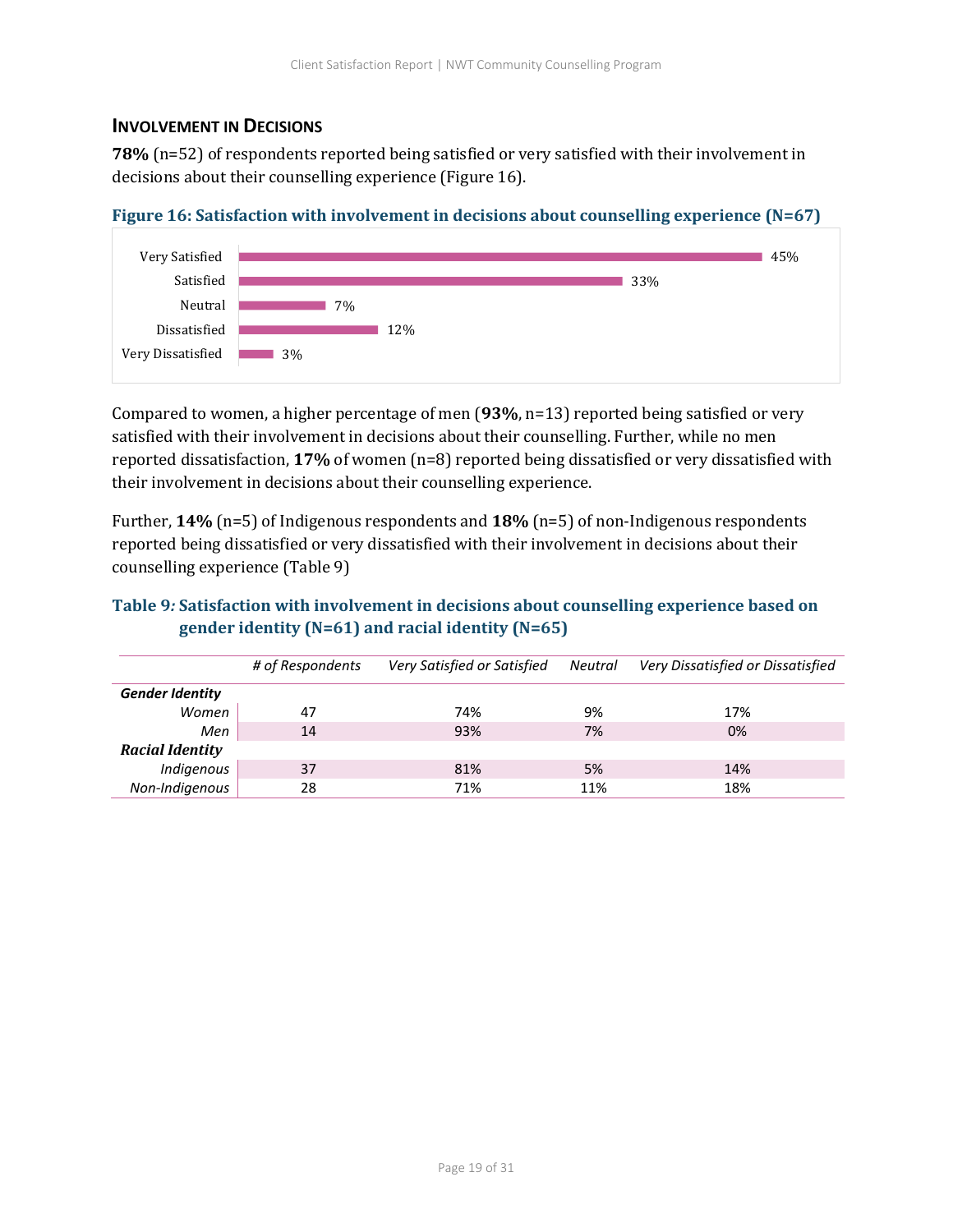### Involvement in Decisions

**78%** (n=52) of respondents reported being satisfied or very satisfied with their involvement in decisions about their counselling experience (Figure 16).

**Figure 16: Satisfaction with involvement in decisions about counselling experience (N=67)**

| Response | Percentage |
|---|---|
| Very Satisfied | 45% |
| Satisfied | 33% |
| Neutral | 7% |
| Dissatisfied | 12% |
| Very Dissatisfied | 3% |

Compared to women, a higher percentage of men (**93%**, n=13) reported being satisfied or very satisfied with their involvement in decisions about their counselling. Further, while no men reported dissatisfaction, **17%** of women (n=8) reported being dissatisfied or very dissatisfied with their involvement in decisions about their counselling experience.

Further, **14%** (n=5) of Indigenous respondents and **18%** (n=5) of non-Indigenous respondents reported being dissatisfied or very dissatisfied with their involvement in decisions about their counselling experience (Table 9)

**Table 9: Satisfaction with involvement in decisions about counselling experience based on gender identity (N=61) and racial identity (N=65)**

| | *# of Respondents* | *Very Satisfied or Satisfied* | *Neutral* | *Very Dissatisfied or Dissatisfied* |
|---|---|---|---|---|
| ***Gender Identity*** | | | | |
| *Women* | 47 | 74% | 9% | 17% |
| *Men* | 14 | 93% | 7% | 0% |
| ***Racial Identity*** | | | | |
| *Indigenous* | 37 | 81% | 5% | 14% |
| *Non-Indigenous* | 28 | 71% | 11% | 18% |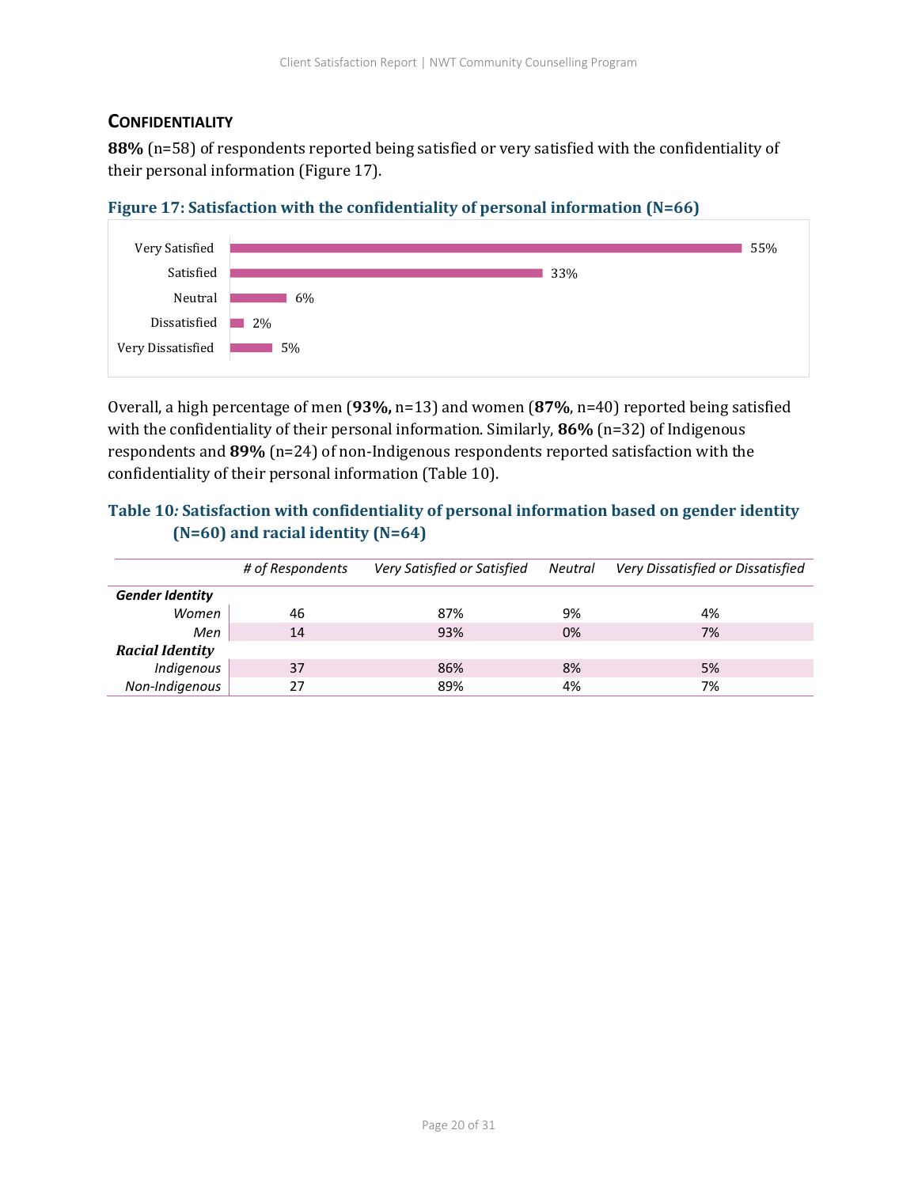## Confidentiality

**88%** (n=58) of respondents reported being satisfied or very satisfied with the confidentiality of their personal information (Figure 17).

**Figure 17: Satisfaction with the confidentiality of personal information (N=66)**

| Response | Percentage |
|---|---|
| Very Satisfied | 55% |
| Satisfied | 33% |
| Neutral | 6% |
| Dissatisfied | 2% |
| Very Dissatisfied | 5% |

Overall, a high percentage of men (**93%,** n=13) and women (**87%**, n=40) reported being satisfied with the confidentiality of their personal information. Similarly, **86%** (n=32) of Indigenous respondents and **89%** (n=24) of non-Indigenous respondents reported satisfaction with the confidentiality of their personal information (Table 10).

**Table 10: Satisfaction with confidentiality of personal information based on gender identity (N=60) and racial identity (N=64)**

| | *# of Respondents* | *Very Satisfied or Satisfied* | *Neutral* | *Very Dissatisfied or Dissatisfied* |
|---|---|---|---|---|
| ***Gender Identity*** | | | | |
| *Women* | 46 | 87% | 9% | 4% |
| *Men* | 14 | 93% | 0% | 7% |
| ***Racial Identity*** | | | | |
| *Indigenous* | 37 | 86% | 8% | 5% |
| *Non-Indigenous* | 27 | 89% | 4% | 7% |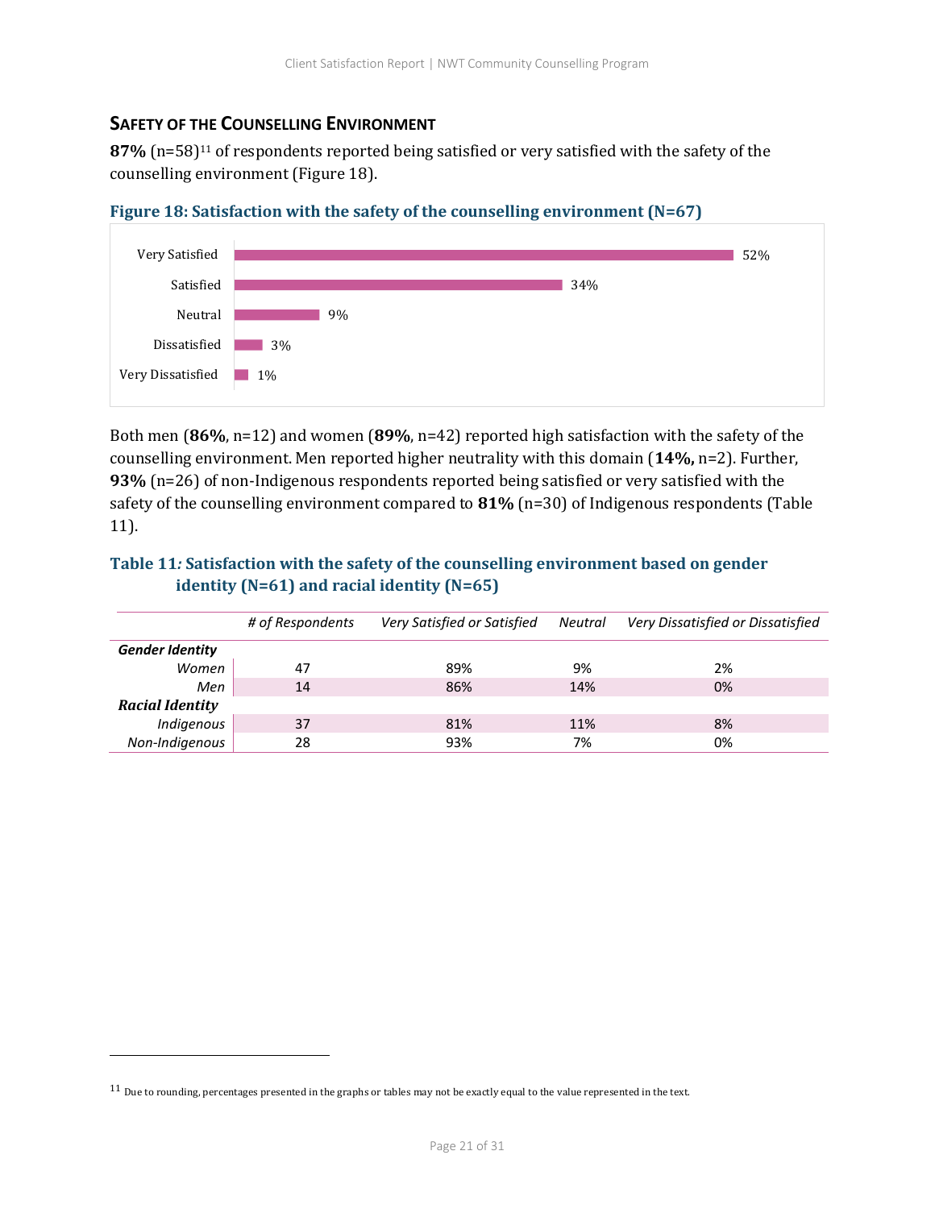## SAFETY OF THE COUNSELLING ENVIRONMENT

**87%** (n=58)[11] of respondents reported being satisfied or very satisfied with the safety of the counselling environment (Figure 18).

**Figure 18: Satisfaction with the safety of the counselling environment (N=67)**

| Response | Percentage |
|---|---|
| Very Satisfied | 52% |
| Satisfied | 34% |
| Neutral | 9% |
| Dissatisfied | 3% |
| Very Dissatisfied | 1% |

Both men (**86%**, n=12) and women (**89%**, n=42) reported high satisfaction with the safety of the counselling environment. Men reported higher neutrality with this domain (**14%,** n=2). Further, **93%** (n=26) of non-Indigenous respondents reported being satisfied or very satisfied with the safety of the counselling environment compared to **81%** (n=30) of Indigenous respondents (Table 11).

**Table 11: Satisfaction with the safety of the counselling environment based on gender identity (N=61) and racial identity (N=65)**

| | *# of Respondents* | *Very Satisfied or Satisfied* | *Neutral* | *Very Dissatisfied or Dissatisfied* |
|---|---|---|---|---|
| ***Gender Identity*** | | | | |
| *Women* | 47 | 89% | 9% | 2% |
| *Men* | 14 | 86% | 14% | 0% |
| ***Racial Identity*** | | | | |
| *Indigenous* | 37 | 81% | 11% | 8% |
| *Non-Indigenous* | 28 | 93% | 7% | 0% |

[11] Due to rounding, percentages presented in the graphs or tables may not be exactly equal to the value represented in the text.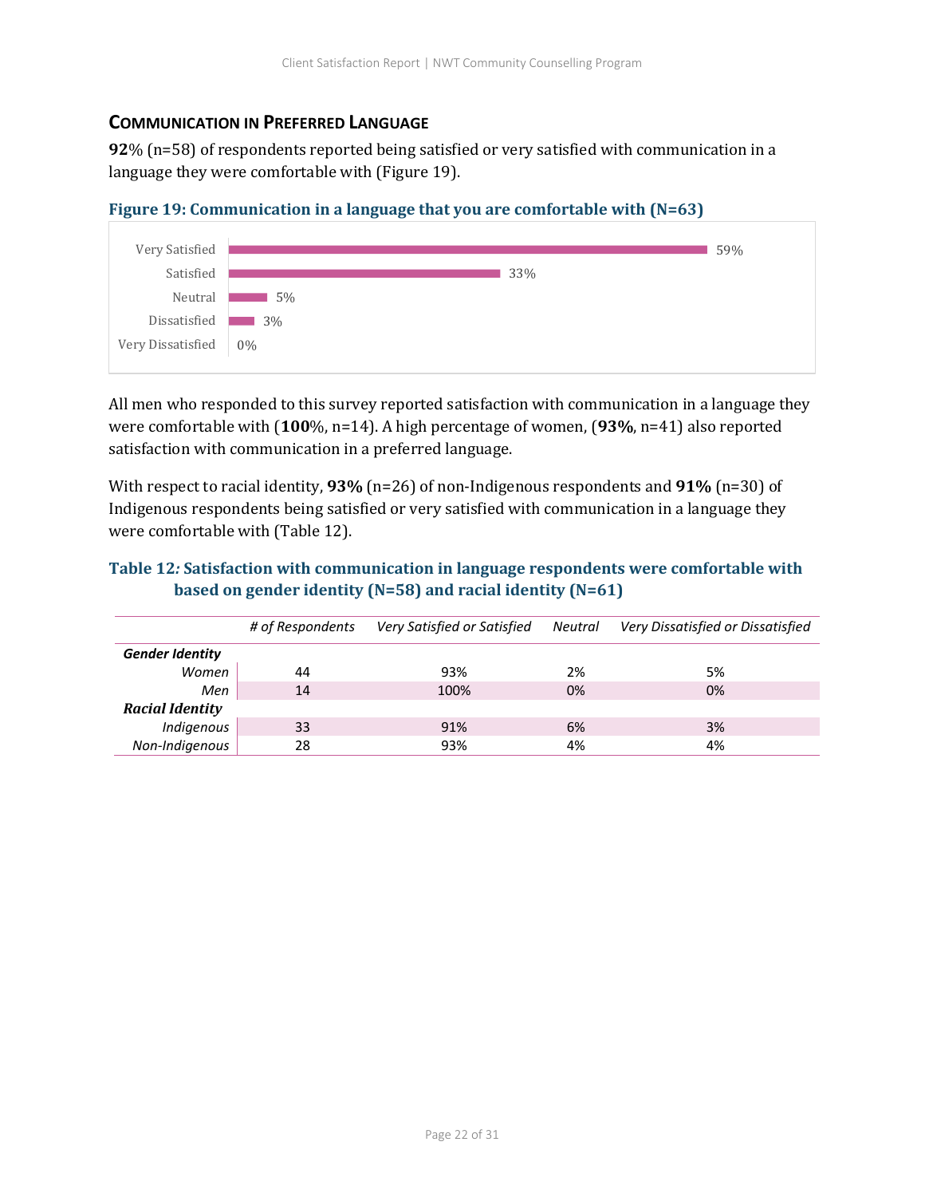## Communication in Preferred Language

**92**% (n=58) of respondents reported being satisfied or very satisfied with communication in a language they were comfortable with (Figure 19).

**Figure 19: Communication in a language that you are comfortable with (N=63)**

| Response | Percentage |
|---|---|
| Very Satisfied | 59% |
| Satisfied | 33% |
| Neutral | 5% |
| Dissatisfied | 3% |
| Very Dissatisfied | 0% |

All men who responded to this survey reported satisfaction with communication in a language they were comfortable with (**100**%, n=14). A high percentage of women, (**93%**, n=41) also reported satisfaction with communication in a preferred language.

With respect to racial identity, **93%** (n=26) of non-Indigenous respondents and **91%** (n=30) of Indigenous respondents being satisfied or very satisfied with communication in a language they were comfortable with (Table 12).

**Table 12*:* Satisfaction with communication in language respondents were comfortable with based on gender identity (N=58) and racial identity (N=61)**

| | *# of Respondents* | *Very Satisfied or Satisfied* | *Neutral* | *Very Dissatisfied or Dissatisfied* |
|---|---|---|---|---|
| ***Gender Identity*** | | | | |
| *Women* | 44 | 93% | 2% | 5% |
| *Men* | 14 | 100% | 0% | 0% |
| ***Racial Identity*** | | | | |
| *Indigenous* | 33 | 91% | 6% | 3% |
| *Non-Indigenous* | 28 | 93% | 4% | 4% |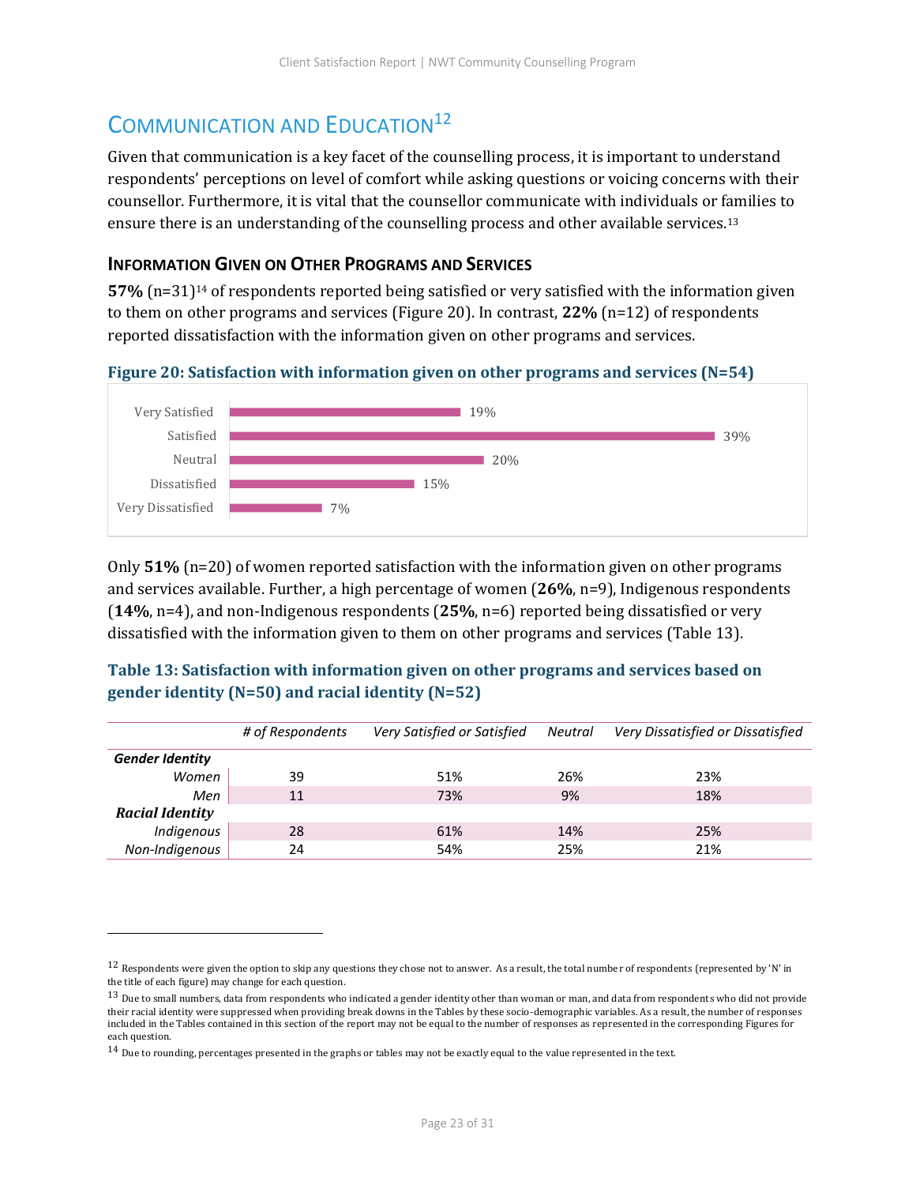## COMMUNICATION AND EDUCATION[12]

Given that communication is a key facet of the counselling process, it is important to understand respondents' perceptions on level of comfort while asking questions or voicing concerns with their counsellor. Furthermore, it is vital that the counsellor communicate with individuals or families to ensure there is an understanding of the counselling process and other available services.[13]

### INFORMATION GIVEN ON OTHER PROGRAMS AND SERVICES

**57%** (n=31)[14] of respondents reported being satisfied or very satisfied with the information given to them on other programs and services (Figure 20). In contrast, **22%** (n=12) of respondents reported dissatisfaction with the information given on other programs and services.

**Figure 20: Satisfaction with information given on other programs and services (N=54)**

| Response | Percentage |
|---|---|
| Very Satisfied | 19% |
| Satisfied | 39% |
| Neutral | 20% |
| Dissatisfied | 15% |
| Very Dissatisfied | 7% |

Only **51%** (n=20) of women reported satisfaction with the information given on other programs and services available. Further, a high percentage of women (**26%**, n=9), Indigenous respondents (**14%**, n=4), and non-Indigenous respondents (**25%**, n=6) reported being dissatisfied or very dissatisfied with the information given to them on other programs and services (Table 13).

**Table 13: Satisfaction with information given on other programs and services based on gender identity (N=50) and racial identity (N=52)**

| | *# of Respondents* | *Very Satisfied or Satisfied* | *Neutral* | *Very Dissatisfied or Dissatisfied* |
|---|---|---|---|---|
| ***Gender Identity*** | | | | |
| *Women* | 39 | 51% | 26% | 23% |
| *Men* | 11 | 73% | 9% | 18% |
| ***Racial Identity*** | | | | |
| *Indigenous* | 28 | 61% | 14% | 25% |
| *Non-Indigenous* | 24 | 54% | 25% | 21% |

[12] Respondents were given the option to skip any questions they chose not to answer. As a result, the total number of respondents (represented by 'N' in the title of each figure) may change for each question.

[13] Due to small numbers, data from respondents who indicated a gender identity other than woman or man, and data from respondents who did not provide their racial identity were suppressed when providing break downs in the Tables by these socio-demographic variables. As a result, the number of responses included in the Tables contained in this section of the report may not be equal to the number of responses as represented in the corresponding Figures for each question.

[14] Due to rounding, percentages presented in the graphs or tables may not be exactly equal to the value represented in the text.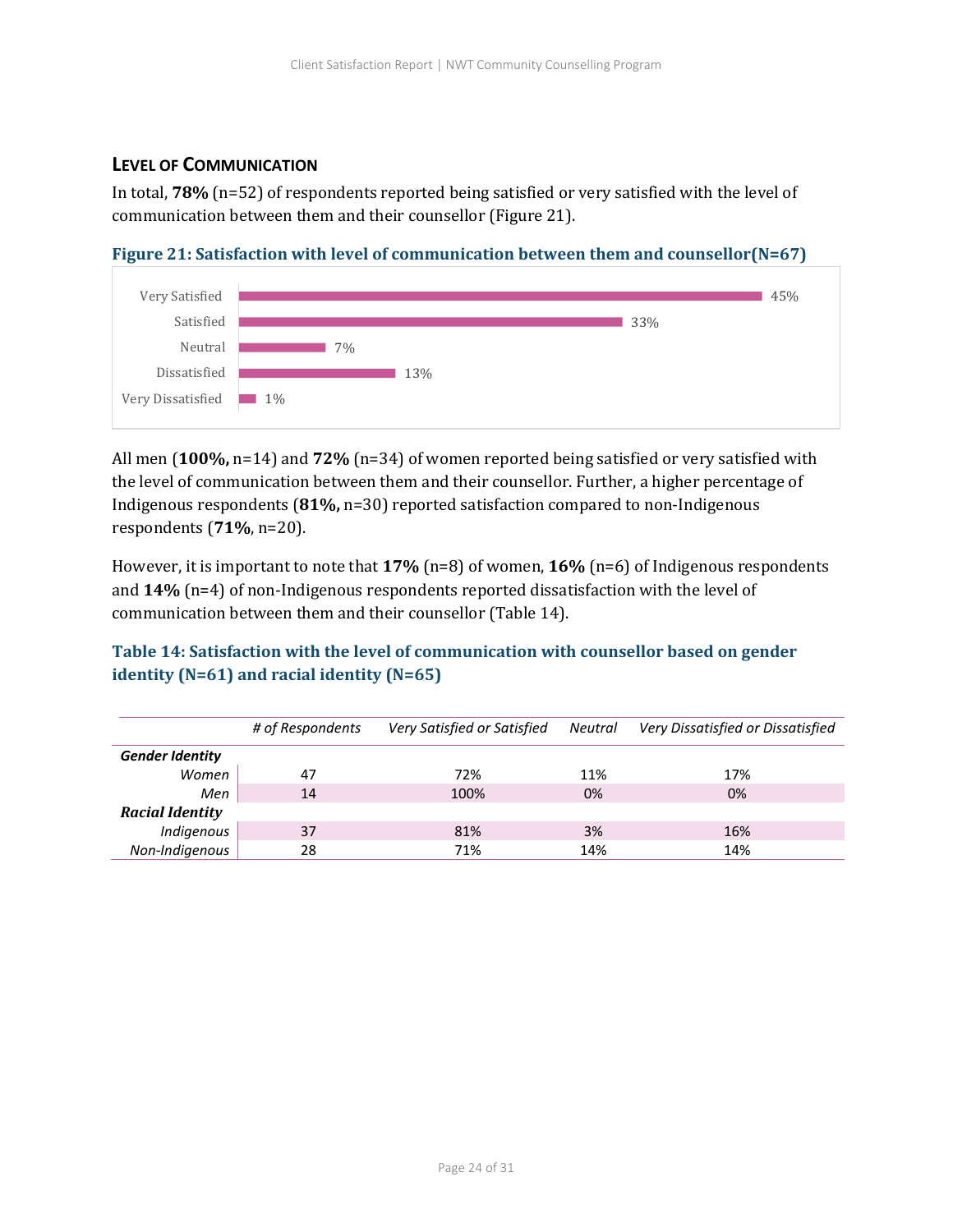## Level of Communication

In total, **78%** (n=52) of respondents reported being satisfied or very satisfied with the level of communication between them and their counsellor (Figure 21).

**Figure 21: Satisfaction with level of communication between them and counsellor(N=67)**

| Response | % |
|---|---|
| Very Satisfied | 45% |
| Satisfied | 33% |
| Neutral | 7% |
| Dissatisfied | 13% |
| Very Dissatisfied | 1% |

All men (**100%,** n=14) and **72%** (n=34) of women reported being satisfied or very satisfied with the level of communication between them and their counsellor. Further, a higher percentage of Indigenous respondents (**81%,** n=30) reported satisfaction compared to non-Indigenous respondents (**71%**, n=20).

However, it is important to note that **17%** (n=8) of women, **16%** (n=6) of Indigenous respondents and **14%** (n=4) of non-Indigenous respondents reported dissatisfaction with the level of communication between them and their counsellor (Table 14).

**Table 14: Satisfaction with the level of communication with counsellor based on gender identity (N=61) and racial identity (N=65)**

| | *# of Respondents* | *Very Satisfied or Satisfied* | *Neutral* | *Very Dissatisfied or Dissatisfied* |
|---|---|---|---|---|
| ***Gender Identity*** | | | | |
| *Women* | 47 | 72% | 11% | 17% |
| *Men* | 14 | 100% | 0% | 0% |
| ***Racial Identity*** | | | | |
| *Indigenous* | 37 | 81% | 3% | 16% |
| *Non-Indigenous* | 28 | 71% | 14% | 14% |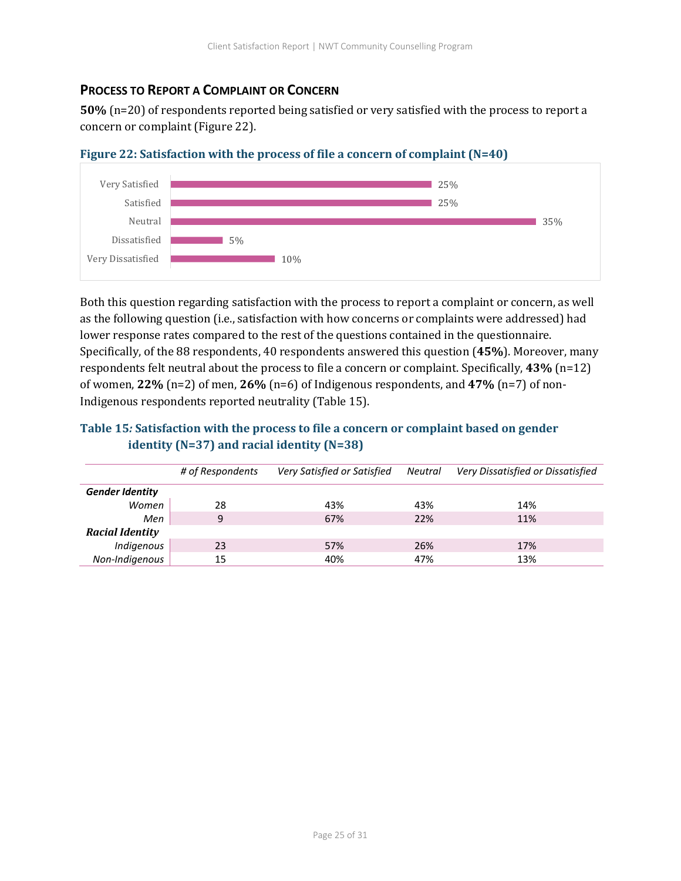### PROCESS TO REPORT A COMPLAINT OR CONCERN

**50%** (n=20) of respondents reported being satisfied or very satisfied with the process to report a concern or complaint (Figure 22).

**Figure 22: Satisfaction with the process of file a concern of complaint (N=40)**

| Response | Percentage |
|---|---|
| Very Satisfied | 25% |
| Satisfied | 25% |
| Neutral | 35% |
| Dissatisfied | 5% |
| Very Dissatisfied | 10% |

Both this question regarding satisfaction with the process to report a complaint or concern, as well as the following question (i.e., satisfaction with how concerns or complaints were addressed) had lower response rates compared to the rest of the questions contained in the questionnaire. Specifically, of the 88 respondents, 40 respondents answered this question (**45%**). Moreover, many respondents felt neutral about the process to file a concern or complaint. Specifically, **43%** (n=12) of women, **22%** (n=2) of men, **26%** (n=6) of Indigenous respondents, and **47%** (n=7) of non-Indigenous respondents reported neutrality (Table 15).

**Table 15*:* Satisfaction with the process to file a concern or complaint based on gender identity (N=37) and racial identity (N=38)**

| | *# of Respondents* | *Very Satisfied or Satisfied* | *Neutral* | *Very Dissatisfied or Dissatisfied* |
|---|---|---|---|---|
| ***Gender Identity*** | | | | |
| *Women* | 28 | 43% | 43% | 14% |
| *Men* | 9 | 67% | 22% | 11% |
| ***Racial Identity*** | | | | |
| *Indigenous* | 23 | 57% | 26% | 17% |
| *Non-Indigenous* | 15 | 40% | 47% | 13% |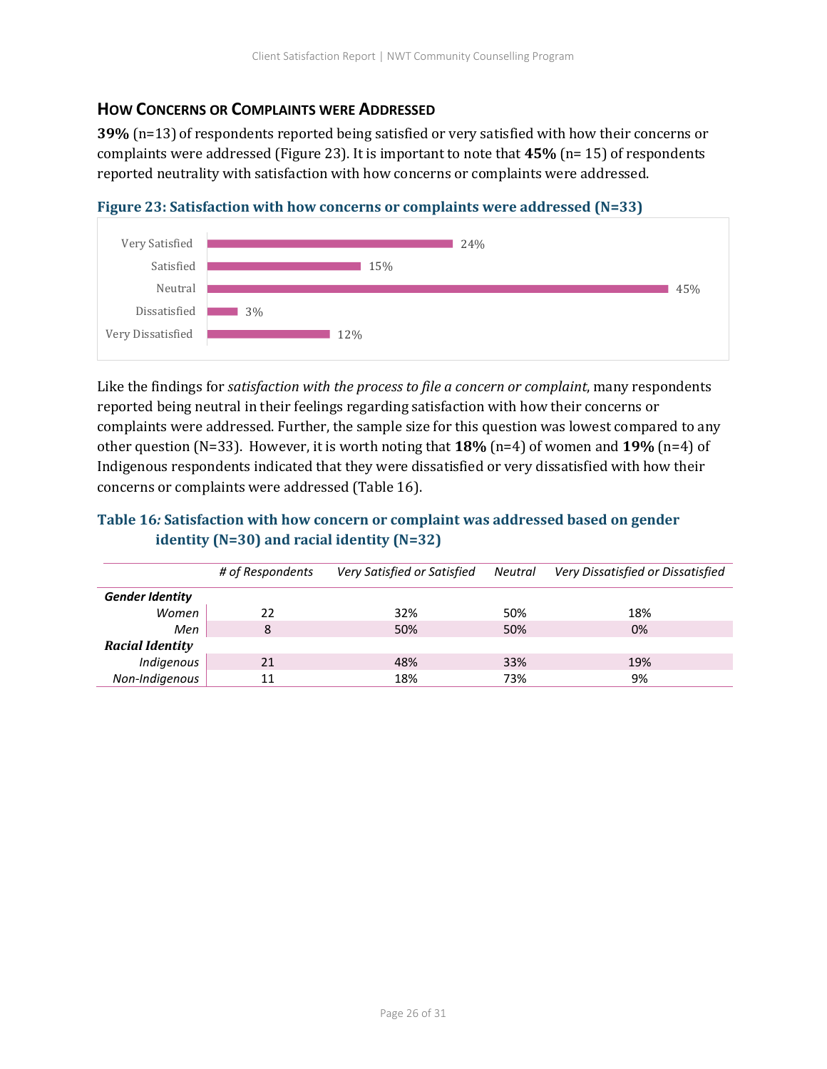## How Concerns or Complaints were Addressed

**39%** (n=13) of respondents reported being satisfied or very satisfied with how their concerns or complaints were addressed (Figure 23). It is important to note that **45%** (n= 15) of respondents reported neutrality with satisfaction with how concerns or complaints were addressed.

**Figure 23: Satisfaction with how concerns or complaints were addressed (N=33)**

| Response | Percentage |
|---|---|
| Very Satisfied | 24% |
| Satisfied | 15% |
| Neutral | 45% |
| Dissatisfied | 3% |
| Very Dissatisfied | 12% |

Like the findings for *satisfaction with the process to file a concern or complaint*, many respondents reported being neutral in their feelings regarding satisfaction with how their concerns or complaints were addressed. Further, the sample size for this question was lowest compared to any other question (N=33). However, it is worth noting that **18%** (n=4) of women and **19%** (n=4) of Indigenous respondents indicated that they were dissatisfied or very dissatisfied with how their concerns or complaints were addressed (Table 16).

**Table 16: Satisfaction with how concern or complaint was addressed based on gender identity (N=30) and racial identity (N=32)**

| | *# of Respondents* | *Very Satisfied or Satisfied* | *Neutral* | *Very Dissatisfied or Dissatisfied* |
|---|---|---|---|---|
| ***Gender Identity*** | | | | |
| *Women* | 22 | 32% | 50% | 18% |
| *Men* | 8 | 50% | 50% | 0% |
| ***Racial Identity*** | | | | |
| *Indigenous* | 21 | 48% | 33% | 19% |
| *Non-Indigenous* | 11 | 18% | 73% | 9% |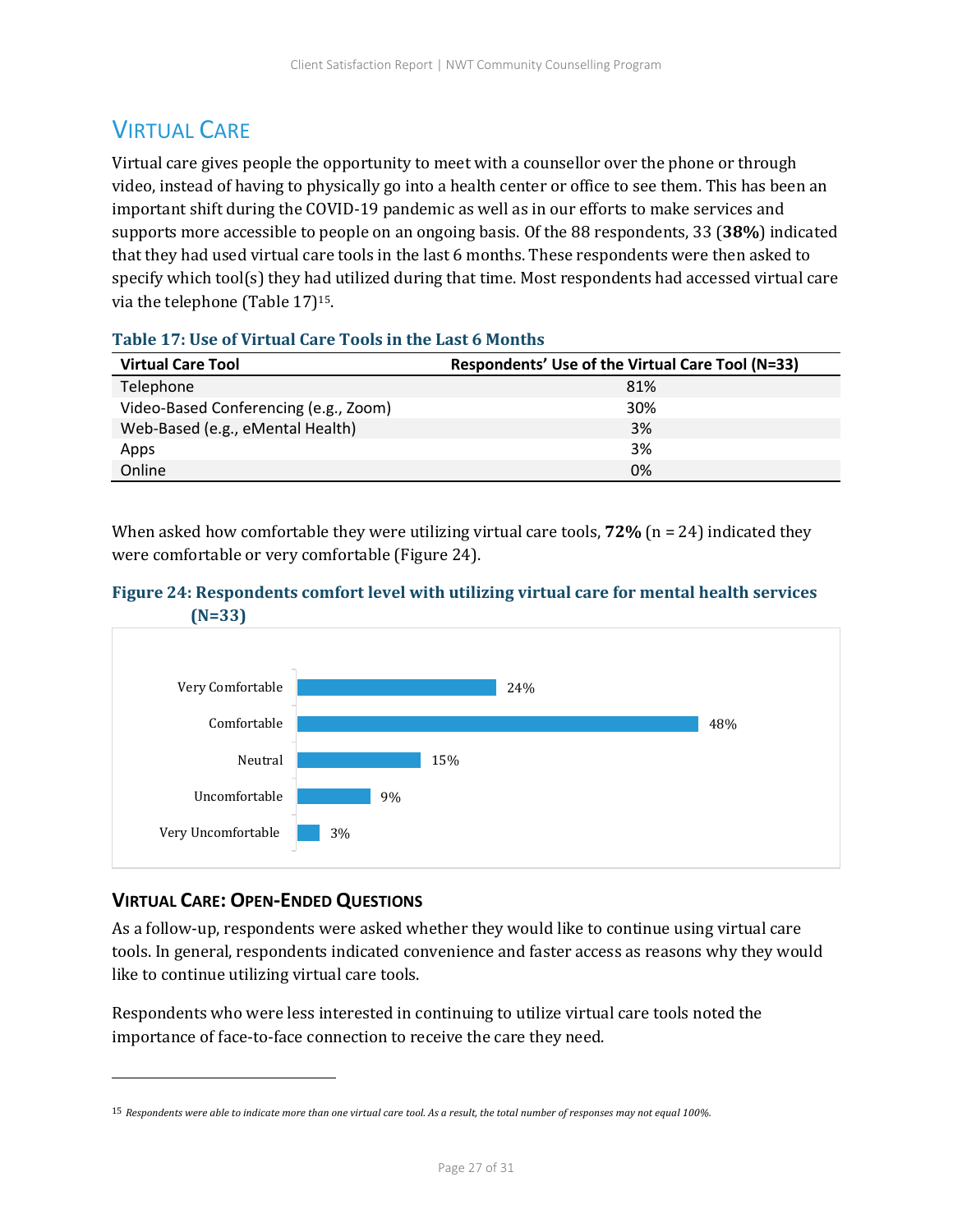## Virtual Care

Virtual care gives people the opportunity to meet with a counsellor over the phone or through video, instead of having to physically go into a health center or office to see them. This has been an important shift during the COVID-19 pandemic as well as in our efforts to make services and supports more accessible to people on an ongoing basis. Of the 88 respondents, 33 (**38%**) indicated that they had used virtual care tools in the last 6 months. These respondents were then asked to specify which tool(s) they had utilized during that time. Most respondents had accessed virtual care via the telephone (Table 17)[15].

**Table 17: Use of Virtual Care Tools in the Last 6 Months**

| Virtual Care Tool | Respondents' Use of the Virtual Care Tool (N=33) |
|---|---|
| Telephone | 81% |
| Video-Based Conferencing (e.g., Zoom) | 30% |
| Web-Based (e.g., eMental Health) | 3% |
| Apps | 3% |
| Online | 0% |

When asked how comfortable they were utilizing virtual care tools, **72%** (n = 24) indicated they were comfortable or very comfortable (Figure 24).

**Figure 24: Respondents comfort level with utilizing virtual care for mental health services (N=33)**

| Comfort Level | % |
|---|---|
| Very Comfortable | 24% |
| Comfortable | 48% |
| Neutral | 15% |
| Uncomfortable | 9% |
| Very Uncomfortable | 3% |

### Virtual Care: Open-Ended Questions

As a follow-up, respondents were asked whether they would like to continue using virtual care tools. In general, respondents indicated convenience and faster access as reasons why they would like to continue utilizing virtual care tools.

Respondents who were less interested in continuing to utilize virtual care tools noted the importance of face-to-face connection to receive the care they need.

---

[15] *Respondents were able to indicate more than one virtual care tool. As a result, the total number of responses may not equal 100%.*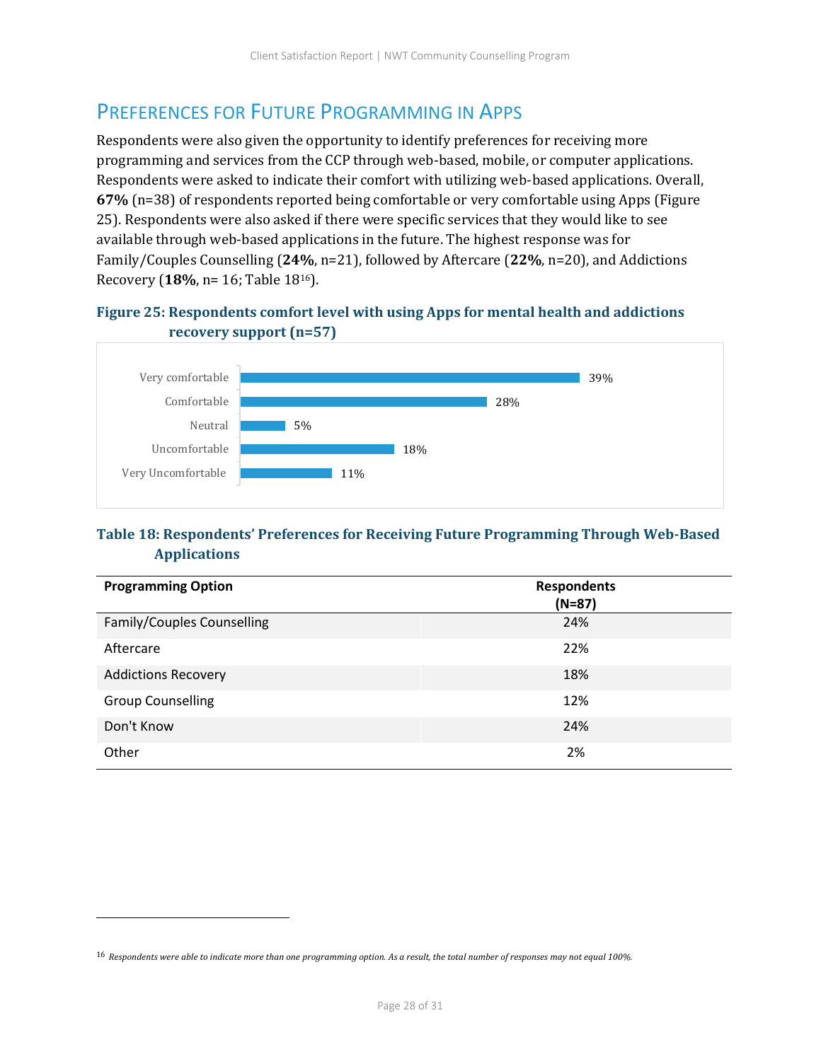## Preferences for Future Programming in Apps

Respondents were also given the opportunity to identify preferences for receiving more programming and services from the CCP through web-based, mobile, or computer applications. Respondents were asked to indicate their comfort with utilizing web-based applications. Overall, **67%** (n=38) of respondents reported being comfortable or very comfortable using Apps (Figure 25). Respondents were also asked if there were specific services that they would like to see available through web-based applications in the future. The highest response was for Family/Couples Counselling (**24%**, n=21), followed by Aftercare (**22%**, n=20), and Addictions Recovery (**18%**, n= 16; Table 18[16]).

**Figure 25: Respondents comfort level with using Apps for mental health and addictions recovery support (n=57)**

| Comfort level | Percentage |
|---|---|
| Very comfortable | 39% |
| Comfortable | 28% |
| Neutral | 5% |
| Uncomfortable | 18% |
| Very Uncomfortable | 11% |

**Table 18: Respondents' Preferences for Receiving Future Programming Through Web-Based Applications**

| Programming Option | Respondents (N=87) |
|---|---|
| Family/Couples Counselling | 24% |
| Aftercare | 22% |
| Addictions Recovery | 18% |
| Group Counselling | 12% |
| Don't Know | 24% |
| Other | 2% |

[16] *Respondents were able to indicate more than one programming option. As a result, the total number of responses may not equal 100%.*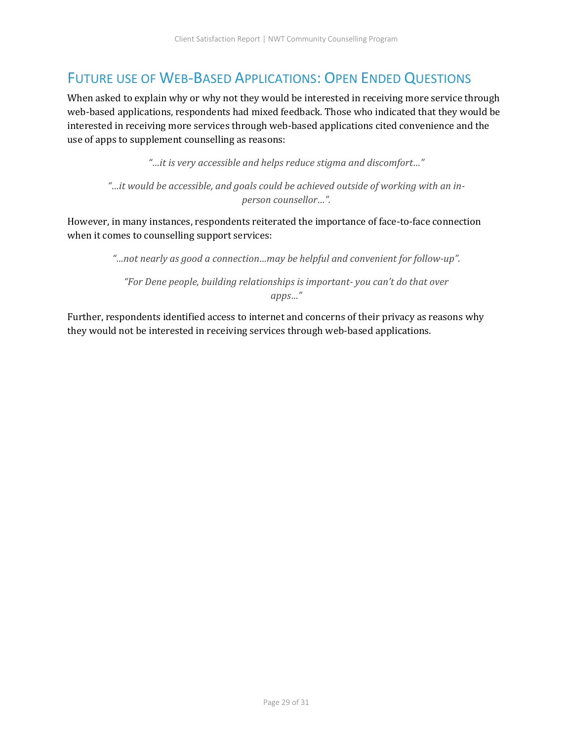## Future use of Web-Based Applications: Open Ended Questions

When asked to explain why or why not they would be interested in receiving more service through web-based applications, respondents had mixed feedback. Those who indicated that they would be interested in receiving more services through web-based applications cited convenience and the use of apps to supplement counselling as reasons:

*"…it is very accessible and helps reduce stigma and discomfort…"*

*"…it would be accessible, and goals could be achieved outside of working with an in-person counsellor…".*

However, in many instances, respondents reiterated the importance of face-to-face connection when it comes to counselling support services:

*"…not nearly as good a connection…may be helpful and convenient for follow-up".*

*"For Dene people, building relationships is important- you can't do that over apps…"*

Further, respondents identified access to internet and concerns of their privacy as reasons why they would not be interested in receiving services through web-based applications.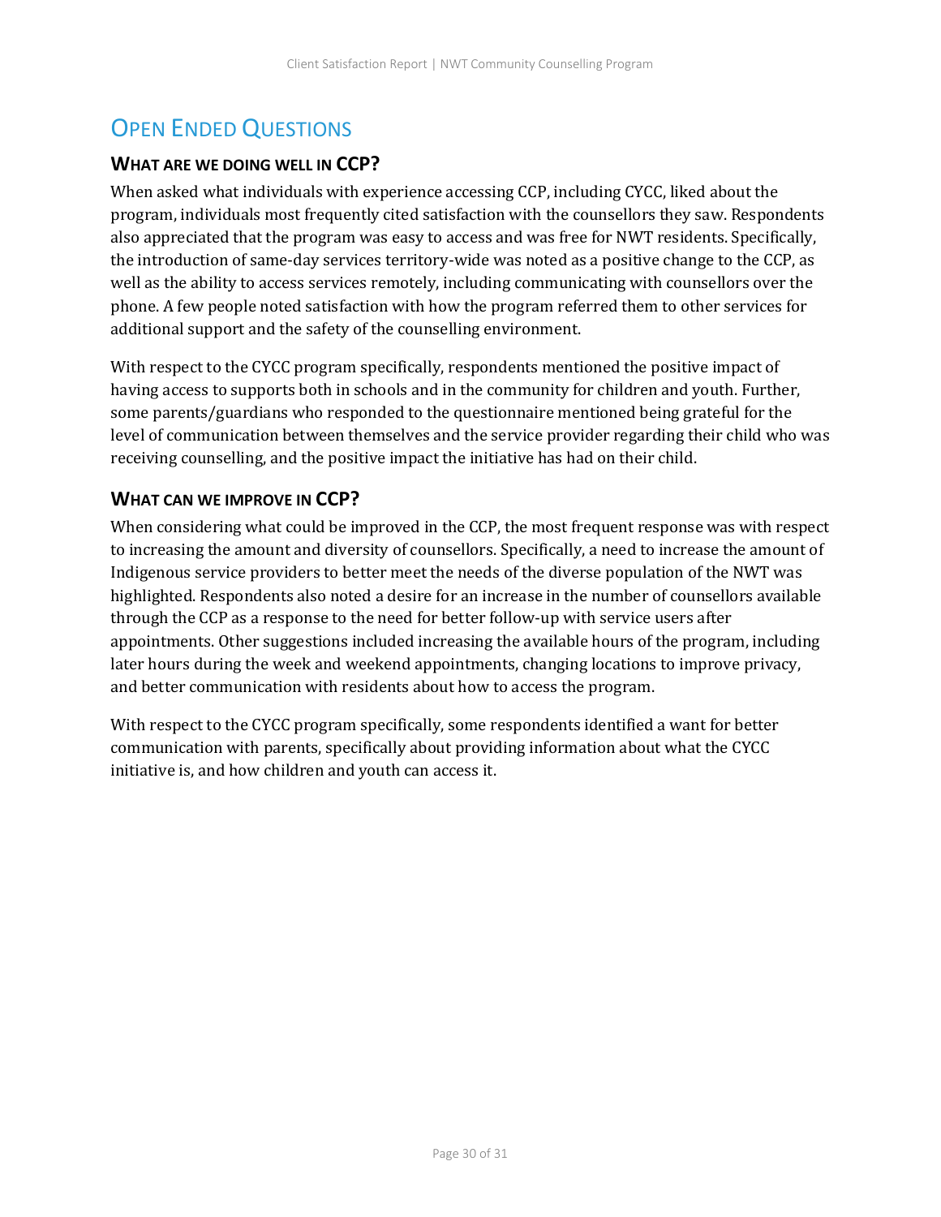# Open Ended Questions

## What are we doing well in CCP?

When asked what individuals with experience accessing CCP, including CYCC, liked about the program, individuals most frequently cited satisfaction with the counsellors they saw. Respondents also appreciated that the program was easy to access and was free for NWT residents. Specifically, the introduction of same-day services territory-wide was noted as a positive change to the CCP, as well as the ability to access services remotely, including communicating with counsellors over the phone. A few people noted satisfaction with how the program referred them to other services for additional support and the safety of the counselling environment.

With respect to the CYCC program specifically, respondents mentioned the positive impact of having access to supports both in schools and in the community for children and youth. Further, some parents/guardians who responded to the questionnaire mentioned being grateful for the level of communication between themselves and the service provider regarding their child who was receiving counselling, and the positive impact the initiative has had on their child.

## What can we improve in CCP?

When considering what could be improved in the CCP, the most frequent response was with respect to increasing the amount and diversity of counsellors. Specifically, a need to increase the amount of Indigenous service providers to better meet the needs of the diverse population of the NWT was highlighted. Respondents also noted a desire for an increase in the number of counsellors available through the CCP as a response to the need for better follow-up with service users after appointments. Other suggestions included increasing the available hours of the program, including later hours during the week and weekend appointments, changing locations to improve privacy, and better communication with residents about how to access the program.

With respect to the CYCC program specifically, some respondents identified a want for better communication with parents, specifically about providing information about what the CYCC initiative is, and how children and youth can access it.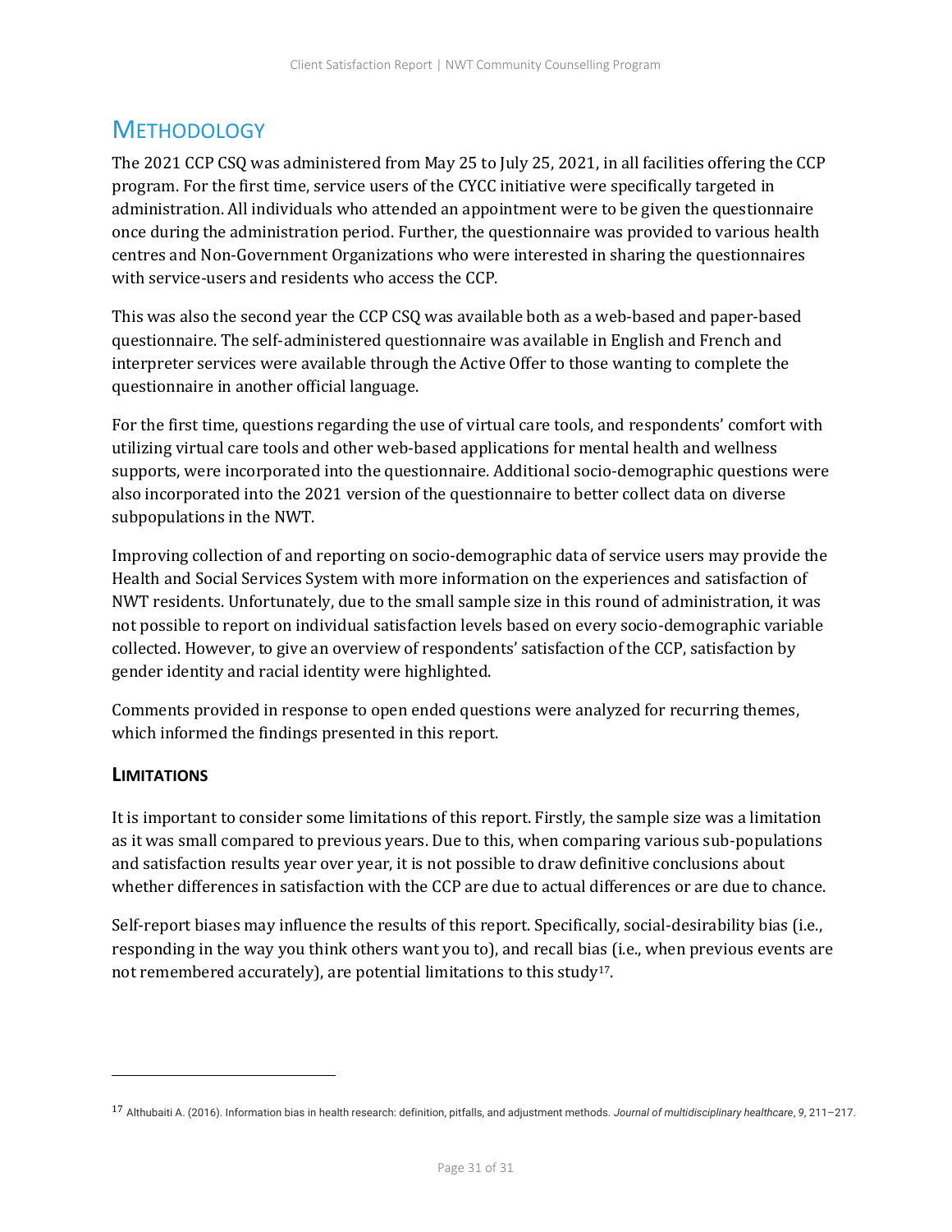# METHODOLOGY

The 2021 CCP CSQ was administered from May 25 to July 25, 2021, in all facilities offering the CCP program. For the first time, service users of the CYCC initiative were specifically targeted in administration. All individuals who attended an appointment were to be given the questionnaire once during the administration period. Further, the questionnaire was provided to various health centres and Non-Government Organizations who were interested in sharing the questionnaires with service-users and residents who access the CCP.

This was also the second year the CCP CSQ was available both as a web-based and paper-based questionnaire. The self-administered questionnaire was available in English and French and interpreter services were available through the Active Offer to those wanting to complete the questionnaire in another official language.

For the first time, questions regarding the use of virtual care tools, and respondents' comfort with utilizing virtual care tools and other web-based applications for mental health and wellness supports, were incorporated into the questionnaire. Additional socio-demographic questions were also incorporated into the 2021 version of the questionnaire to better collect data on diverse subpopulations in the NWT.

Improving collection of and reporting on socio-demographic data of service users may provide the Health and Social Services System with more information on the experiences and satisfaction of NWT residents. Unfortunately, due to the small sample size in this round of administration, it was not possible to report on individual satisfaction levels based on every socio-demographic variable collected. However, to give an overview of respondents' satisfaction of the CCP, satisfaction by gender identity and racial identity were highlighted.

Comments provided in response to open ended questions were analyzed for recurring themes, which informed the findings presented in this report.

## LIMITATIONS

It is important to consider some limitations of this report. Firstly, the sample size was a limitation as it was small compared to previous years. Due to this, when comparing various sub-populations and satisfaction results year over year, it is not possible to draw definitive conclusions about whether differences in satisfaction with the CCP are due to actual differences or are due to chance.

Self-report biases may influence the results of this report. Specifically, social-desirability bias (i.e., responding in the way you think others want you to), and recall bias (i.e., when previous events are not remembered accurately), are potential limitations to this study[17].

---

[17] Althubaiti A. (2016). Information bias in health research: definition, pitfalls, and adjustment methods. *Journal of multidisciplinary healthcare*, *9*, 211–217.